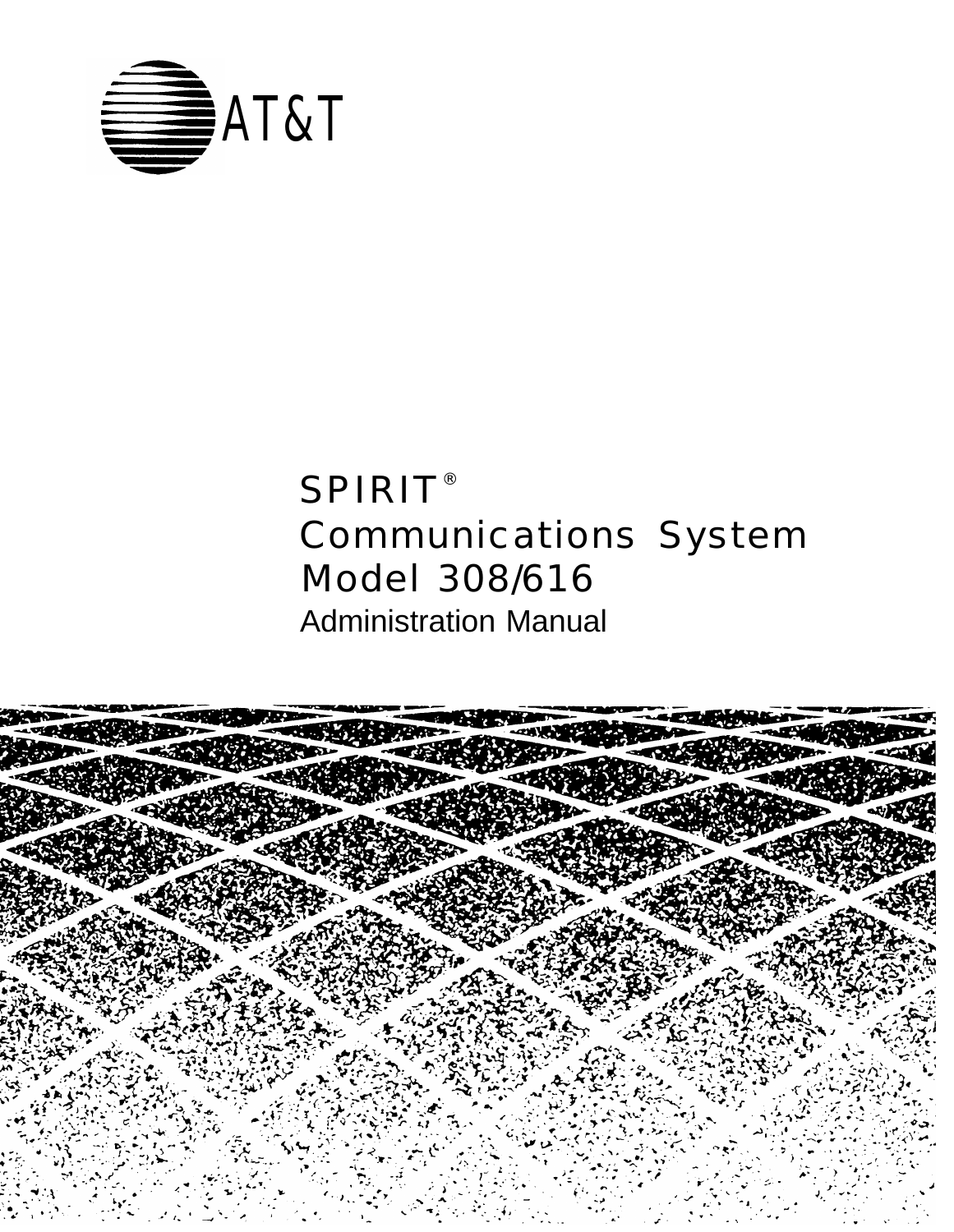AT&T

# SPIRIT®
# Communications System
# Model 308/616

## Administration Manual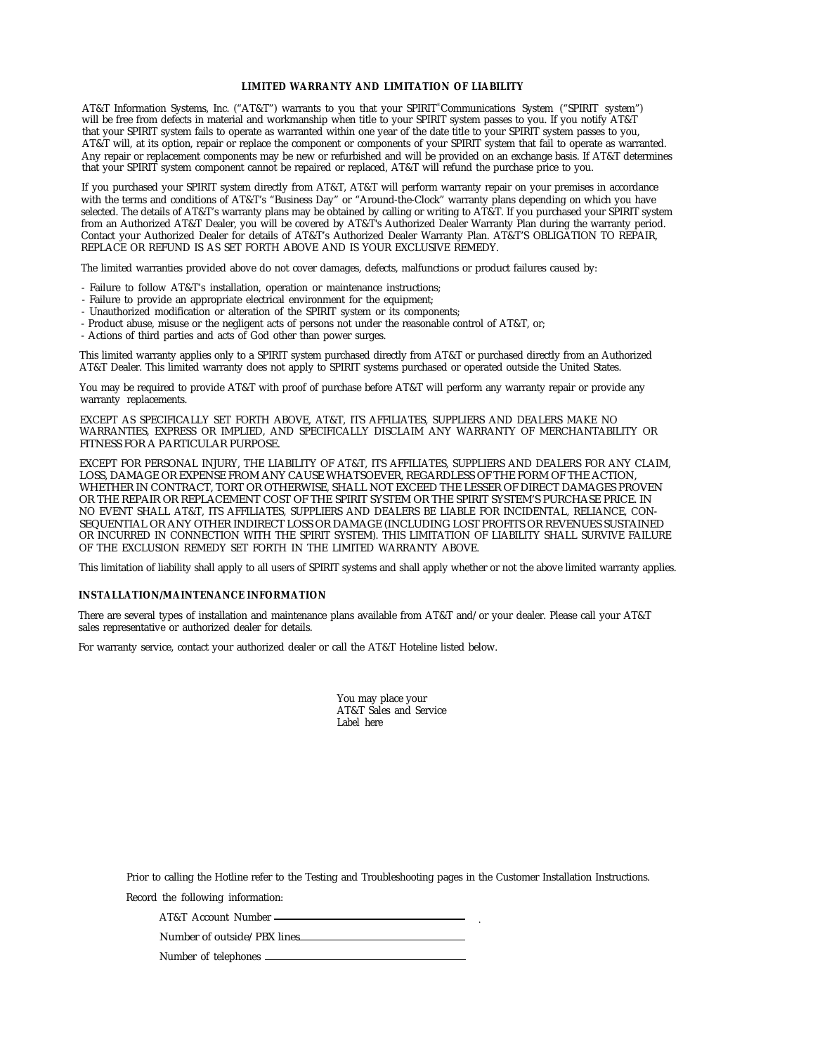## LIMITED WARRANTY AND LIMITATION OF LIABILITY

AT&T Information Systems, Inc. ("AT&T") warrants to you that your SPIRIT® Communications System ("SPIRIT system") will be free from defects in material and workmanship when title to your SPIRIT system passes to you. If you notify AT&T that your SPIRIT system fails to operate as warranted within one year of the date title to your SPIRIT system passes to you, AT&T will, at its option, repair or replace the component or components of your SPIRIT system that fail to operate as warranted. Any repair or replacement components may be new or refurbished and will be provided on an exchange basis. If AT&T determines that your SPIRIT system component cannot be repaired or replaced, AT&T will refund the purchase price to you.

If you purchased your SPIRIT system directly from AT&T, AT&T will perform warranty repair on your premises in accordance with the terms and conditions of AT&T's "Business Day" or "Around-the-Clock" warranty plans depending on which you have selected. The details of AT&T's warranty plans may be obtained by calling or writing to AT&T. If you purchased your SPIRIT system from an Authorized AT&T Dealer, you will be covered by AT&T's Authorized Dealer Warranty Plan during the warranty period. Contact your Authorized Dealer for details of AT&T's Authorized Dealer Warranty Plan. AT&T'S OBLIGATION TO REPAIR, REPLACE OR REFUND IS AS SET FORTH ABOVE AND IS YOUR EXCLUSIVE REMEDY.

The limited warranties provided above do not cover damages, defects, malfunctions or product failures caused by:

- Failure to follow AT&T's installation, operation or maintenance instructions;
- Failure to provide an appropriate electrical environment for the equipment;
- Unauthorized modification or alteration of the SPIRIT system or its components;
- Product abuse, misuse or the negligent acts of persons not under the reasonable control of AT&T, or;
- Actions of third parties and acts of God other than power surges.

This limited warranty applies only to a SPIRIT system purchased directly from AT&T or purchased directly from an Authorized AT&T Dealer. This limited warranty does not apply to SPIRIT systems purchased or operated outside the United States.

You may be required to provide AT&T with proof of purchase before AT&T will perform any warranty repair or provide any warranty replacements.

EXCEPT AS SPECIFICALLY SET FORTH ABOVE, AT&T, ITS AFFILIATES, SUPPLIERS AND DEALERS MAKE NO WARRANTIES, EXPRESS OR IMPLIED, AND SPECIFICALLY DISCLAIM ANY WARRANTY OF MERCHANTABILITY OR FITNESS FOR A PARTICULAR PURPOSE.

EXCEPT FOR PERSONAL INJURY, THE LIABILITY OF AT&T, ITS AFFILIATES, SUPPLIERS AND DEALERS FOR ANY CLAIM, LOSS, DAMAGE OR EXPENSE FROM ANY CAUSE WHATSOEVER, REGARDLESS OF THE FORM OF THE ACTION, WHETHER IN CONTRACT, TORT OR OTHERWISE, SHALL NOT EXCEED THE LESSER OF DIRECT DAMAGES PROVEN OR THE REPAIR OR REPLACEMENT COST OF THE SPIRIT SYSTEM OR THE SPIRIT SYSTEM'S PURCHASE PRICE. IN NO EVENT SHALL AT&T, ITS AFFILIATES, SUPPLIERS AND DEALERS BE LIABLE FOR INCIDENTAL, RELIANCE, CONSEQUENTIAL OR ANY OTHER INDIRECT LOSS OR DAMAGE (INCLUDING LOST PROFITS OR REVENUES SUSTAINED OR INCURRED IN CONNECTION WITH THE SPIRIT SYSTEM). THIS LIMITATION OF LIABILITY SHALL SURVIVE FAILURE OF THE EXCLUSION REMEDY SET FORTH IN THE LIMITED WARRANTY ABOVE.

This limitation of liability shall apply to all users of SPIRIT systems and shall apply whether or not the above limited warranty applies.

### INSTALLATION/MAINTENANCE INFORMATION

There are several types of installation and maintenance plans available from AT&T and/or your dealer. Please call your AT&T sales representative or authorized dealer for details.

For warranty service, contact your authorized dealer or call the AT&T Hoteline listed below.

You may place your
AT&T Sales and Service
Label here

Prior to calling the Hotline refer to the Testing and Troubleshooting pages in the Customer Installation Instructions.

Record the following information:

AT&T Account Number ____________________

Number of outside/PBX lines ____________________

Number of telephones ____________________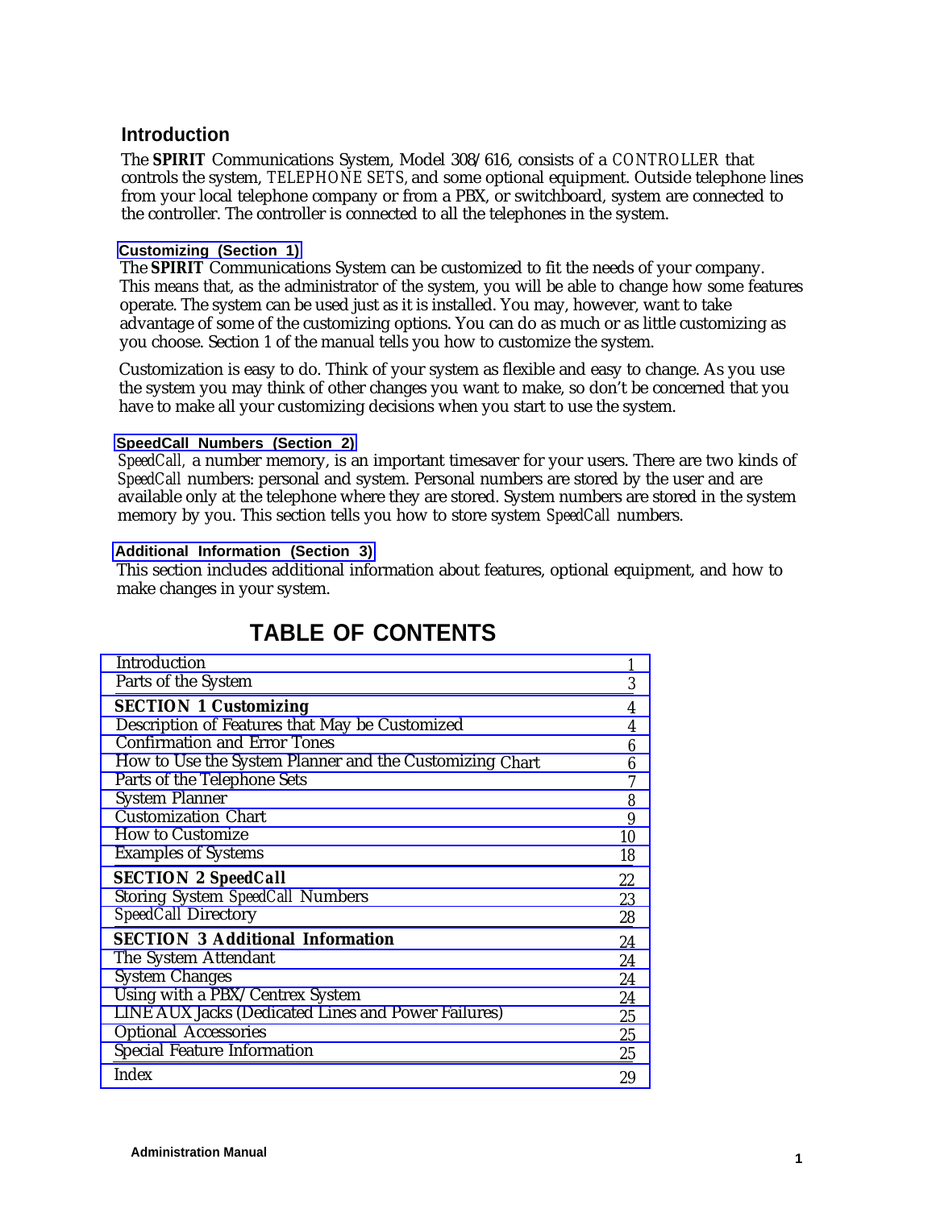## Introduction

The **SPIRIT** Communications System, Model 308/616, consists of a *CONTROLLER* that controls the system, *TELEPHONE SETS,* and some optional equipment. Outside telephone lines from your local telephone company or from a PBX, or switchboard, system are connected to the controller. The controller is connected to all the telephones in the system.

### Customizing (Section 1)

The **SPIRIT** Communications System can be customized to fit the needs of your company. This means that, as the administrator of the system, you will be able to change how some features operate. The system can be used just as it is installed. You may, however, want to take advantage of some of the customizing options. You can do as much or as little customizing as you choose. Section 1 of the manual tells you how to customize the system.

Customization is easy to do. Think of your system as flexible and easy to change. As you use the system you may think of other changes you want to make, so don't be concerned that you have to make all your customizing decisions when you start to use the system.

### SpeedCall Numbers (Section 2)

*SpeedCall,* a number memory, is an important timesaver for your users. There are two kinds of *SpeedCall* numbers: personal and system. Personal numbers are stored by the user and are available only at the telephone where they are stored. System numbers are stored in the system memory by you. This section tells you how to store system *SpeedCall* numbers.

### Additional Information (Section 3)

This section includes additional information about features, optional equipment, and how to make changes in your system.

## TABLE OF CONTENTS

| | |
|---|---|
| Introduction | 1 |
| Parts of the System | 3 |
| **SECTION 1 Customizing** | 4 |
| Description of Features that May be Customized | 4 |
| Confirmation and Error Tones | 6 |
| How to Use the System Planner and the Customizing Chart | 6 |
| Parts of the Telephone Sets | 7 |
| System Planner | 8 |
| Customization Chart | 9 |
| How to Customize | 10 |
| Examples of Systems | 18 |
| **SECTION 2 *SpeedCall*** | 22 |
| Storing System *SpeedCall* Numbers | 23 |
| *SpeedCall* Directory | 28 |
| **SECTION 3 Additional Information** | 24 |
| The System Attendant | 24 |
| System Changes | 24 |
| Using with a PBX/Centrex System | 24 |
| LINE AUX Jacks (Dedicated Lines and Power Failures) | 25 |
| Optional Accessories | 25 |
| Special Feature Information | 25 |
| Index | 29 |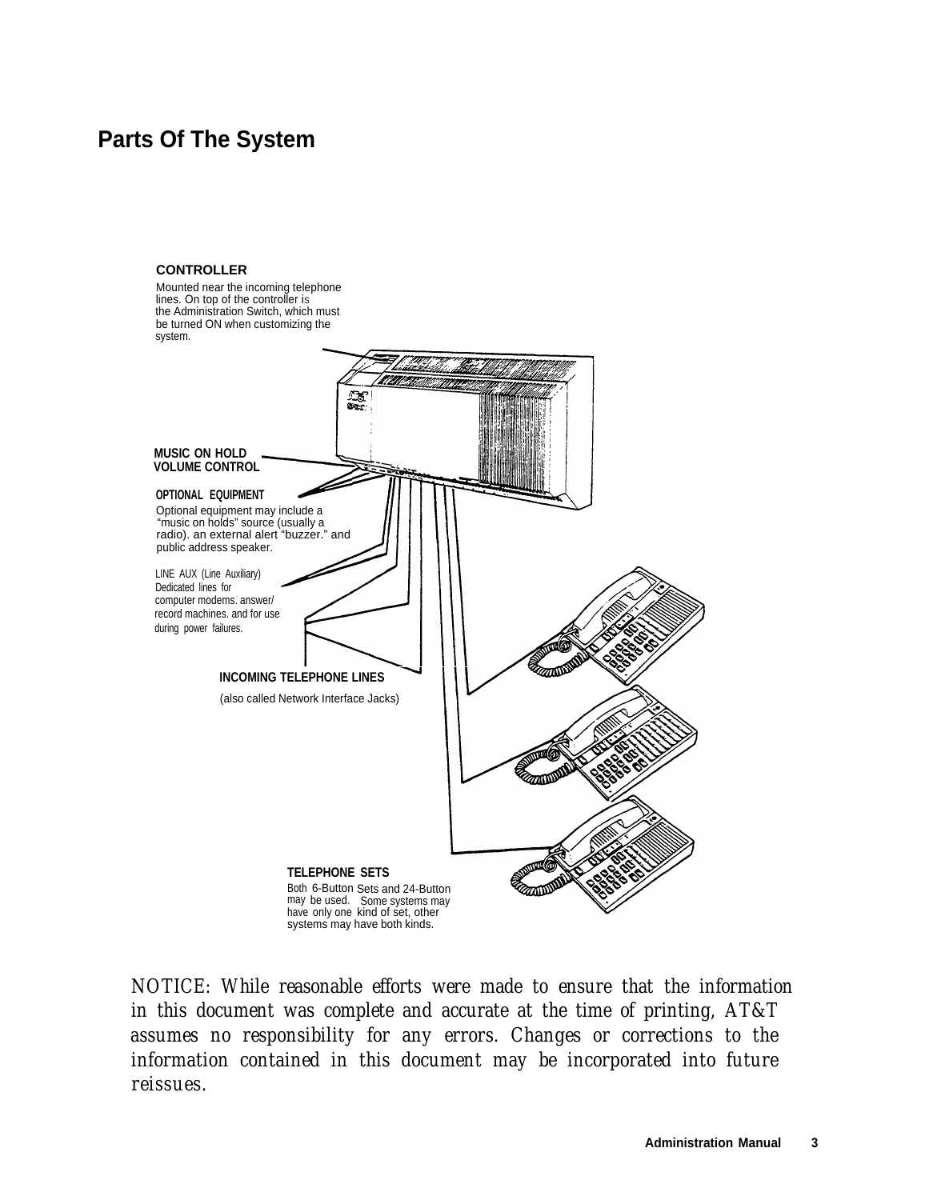## Parts Of The System

**CONTROLLER**

Mounted near the incoming telephone lines. On top of the controller is the Administration Switch, which must be turned ON when customizing the system.

**MUSIC ON HOLD VOLUME CONTROL**

**OPTIONAL EQUIPMENT**

Optional equipment may include a "music on holds" source (usually a radio). an external alert "buzzer." and public address speaker.

LINE AUX (Line Auxiliary)
Dedicated lines for computer modems. answer/record machines. and for use during power failures.

**INCOMING TELEPHONE LINES**

(also called Network Interface Jacks)

**TELEPHONE SETS**

Both 6-Button Sets and 24-Button may be used. Some systems may have only one kind of set, other systems may have both kinds.

*NOTICE: While reasonable efforts were made to ensure that the information in this document was complete and accurate at the time of printing, AT&T assumes no responsibility for any errors. Changes or corrections to the information contained in this document may be incorporated into future reissues.*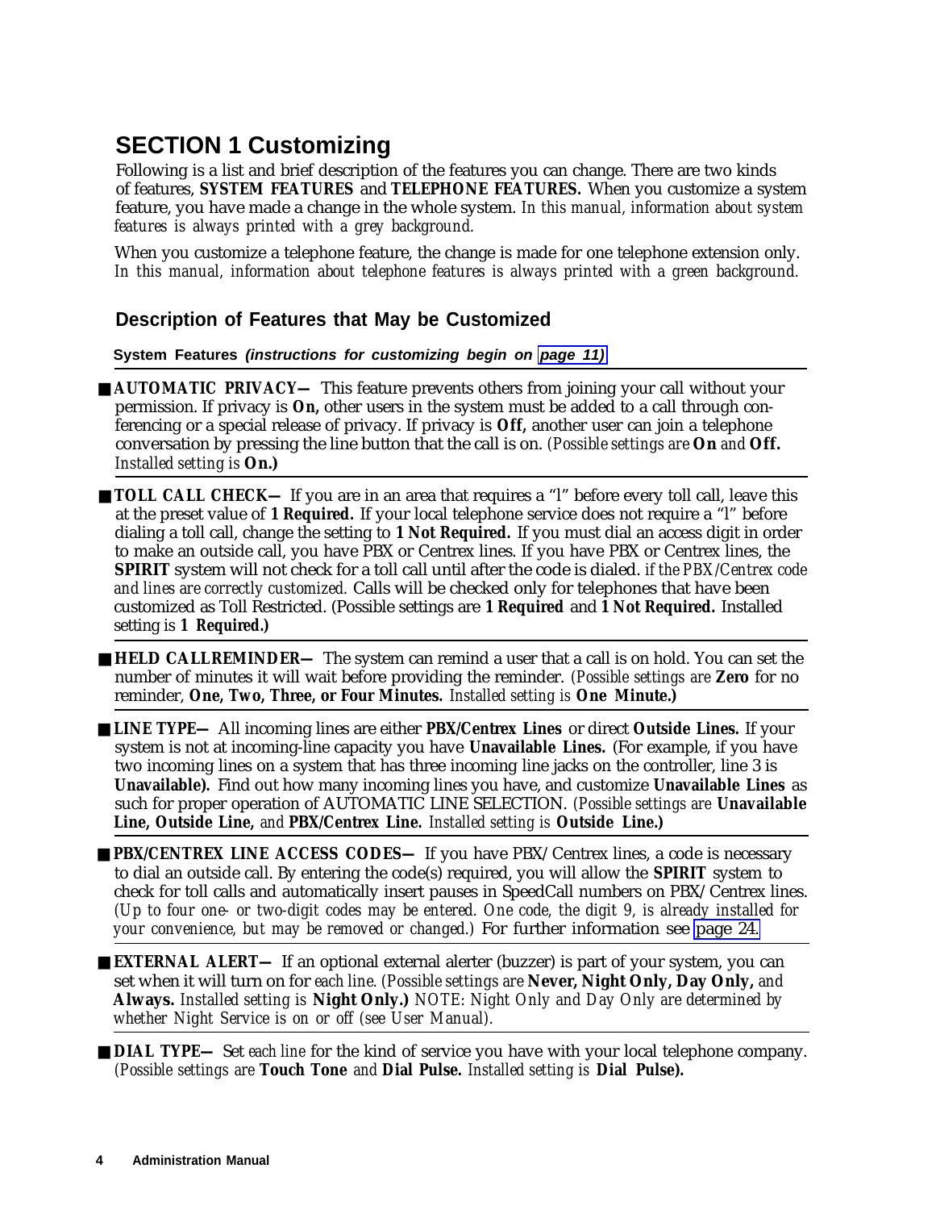# SECTION 1 Customizing

Following is a list and brief description of the features you can change. There are two kinds of features, **SYSTEM FEATURES** and **TELEPHONE FEATURES.** When you customize a system feature, you have made a change in the whole system. *In this manual, information about system features is always printed with a grey background.*

When you customize a telephone feature, the change is made for one telephone extension only. *In this manual, information about telephone features is always printed with a green background.*

## Description of Features that May be Customized

**System Features *(instructions for customizing begin on page 11)***

- **AUTOMATIC PRIVACY—** This feature prevents others from joining your call without your permission. If privacy is **On,** other users in the system must be added to a call through conferencing or a special release of privacy. If privacy is **Off,** another user can join a telephone conversation by pressing the line button that the call is on. *(Possible settings are* **On** *and* **Off.** *Installed setting is* **On.)**

- **TOLL CALL CHECK—** If you are in an area that requires a "l" before every toll call, leave this at the preset value of **1 Required.** If your local telephone service does not require a "l" before dialing a toll call, change the setting to **1 Not Required.** If you must dial an access digit in order to make an outside call, you have PBX or Centrex lines. If you have PBX or Centrex lines, the **SPIRIT** system will not check for a toll call until after the code is dialed. *if the PBX/Centrex code and lines are correctly customized.* Calls will be checked only for telephones that have been customized as Toll Restricted. (Possible settings are **1 Required** and **1 Not Required.** Installed setting is **1 Required.)**

- **HELD CALLREMINDER—** The system can remind a user that a call is on hold. You can set the number of minutes it will wait before providing the reminder. *(Possible settings are* **Zero** for no reminder, **One, Two, Three, or Four Minutes.** *Installed setting is* **One Minute.)**

- **LINE TYPE—** All incoming lines are either **PBX/Centrex Lines** or direct **Outside Lines.** If your system is not at incoming-line capacity you have **Unavailable Lines.** (For example, if you have two incoming lines on a system that has three incoming line jacks on the controller, line 3 is **Unavailable).** Find out how many incoming lines you have, and customize **Unavailable Lines** as such for proper operation of AUTOMATIC LINE SELECTION. *(Possible settings are* **Unavailable Line, Outside Line,** *and* **PBX/Centrex Line.** *Installed setting is* **Outside Line.)**

- **PBX/CENTREX LINE ACCESS CODES—** If you have PBX/ Centrex lines, a code is necessary to dial an outside call. By entering the code(s) required, you will allow the **SPIRIT** system to check for toll calls and automatically insert pauses in SpeedCall numbers on PBX/ Centrex lines. *(Up to four one- or two-digit codes may be entered. One code, the digit 9, is already installed for your convenience, but may be removed or changed.)* For further information see page 24.

- **EXTERNAL ALERT—** If an optional external alerter (buzzer) is part of your system, you can set when it will turn on for *each line. (Possible settings are* **Never, Night Only, Day Only,** *and* **Always.** *Installed setting is* **Night Only.)** *NOTE: Night Only and Day Only are determined by whether Night Service is on or off (see User Manual).*

- **DIAL TYPE—** Set *each line* for the kind of service you have with your local telephone company. *(Possible settings are* **Touch Tone** *and* **Dial Pulse.** *Installed setting is* **Dial Pulse).**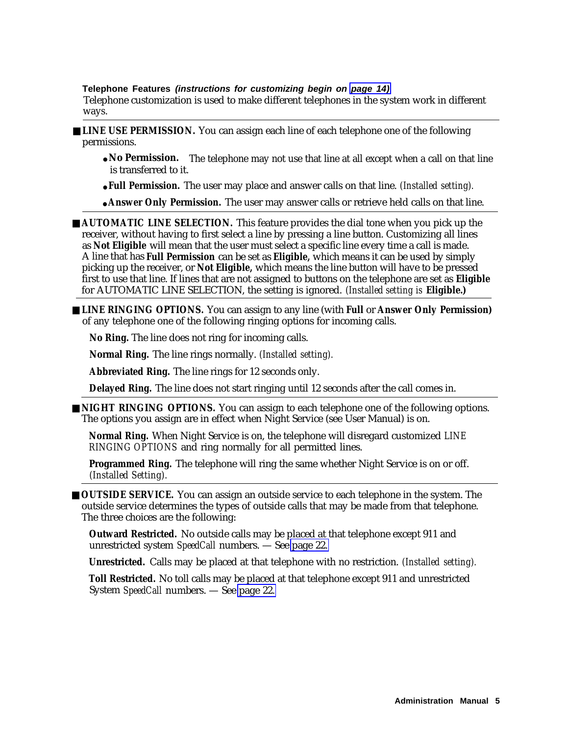**Telephone Features** ***(instructions for customizing begin on page 14)***

Telephone customization is used to make different telephones in the system work in different ways.

---

■ **LINE USE PERMISSION.** You can assign each line of each telephone one of the following permissions.

- **No Permission.** The telephone may not use that line at all except when a call on that line is transferred to it.
- **Full Permission.** The user may place and answer calls on that line. *(Installed setting).*
- **Answer Only Permission.** The user may answer calls or retrieve held calls on that line.

---

■ **AUTOMATIC LINE SELECTION.** This feature provides the dial tone when you pick up the receiver, without having to first select a line by pressing a line button. Customizing all lines as **Not Eligible** will mean that the user must select a specific line every time a call is made. A line that has **Full Permission** can be set as **Eligible,** which means it can be used by simply picking up the receiver, or **Not Eligible,** which means the line button will have to be pressed first to use that line. If lines that are not assigned to buttons on the telephone are set as **Eligible** for AUTOMATIC LINE SELECTION, the setting is ignored. *(Installed setting is* ***Eligible.)***

---

■ **LINE RINGING OPTIONS.** You can assign to any line (with **Full** or **Answer Only Permission)** of any telephone one of the following ringing options for incoming calls.

**No Ring.** The line does not ring for incoming calls.

**Normal Ring.** The line rings normally. *(Installed setting).*

**Abbreviated Ring.** The line rings for 12 seconds only.

**Delayed Ring.** The line does not start ringing until 12 seconds after the call comes in.

---

■ **NIGHT RINGING OPTIONS.** You can assign to each telephone one of the following options. The options you assign are in effect when Night Service (see User Manual) is on.

**Normal Ring.** When Night Service is on, the telephone will disregard customized *LINE RINGING OPTIONS* and ring normally for all permitted lines.

**Programmed Ring.** The telephone will ring the same whether Night Service is on or off. *(Installed Setting).*

---

■ **OUTSIDE SERVICE.** You can assign an outside service to each telephone in the system. The outside service determines the types of outside calls that may be made from that telephone. The three choices are the following:

**Outward Restricted.** No outside calls may be placed at that telephone except 911 and unrestricted system *SpeedCall* numbers. — See page 22.

**Unrestricted.** Calls may be placed at that telephone with no restriction. *(Installed setting).*

**Toll Restricted.** No toll calls may be placed at that telephone except 911 and unrestricted System *SpeedCall* numbers. — See page 22.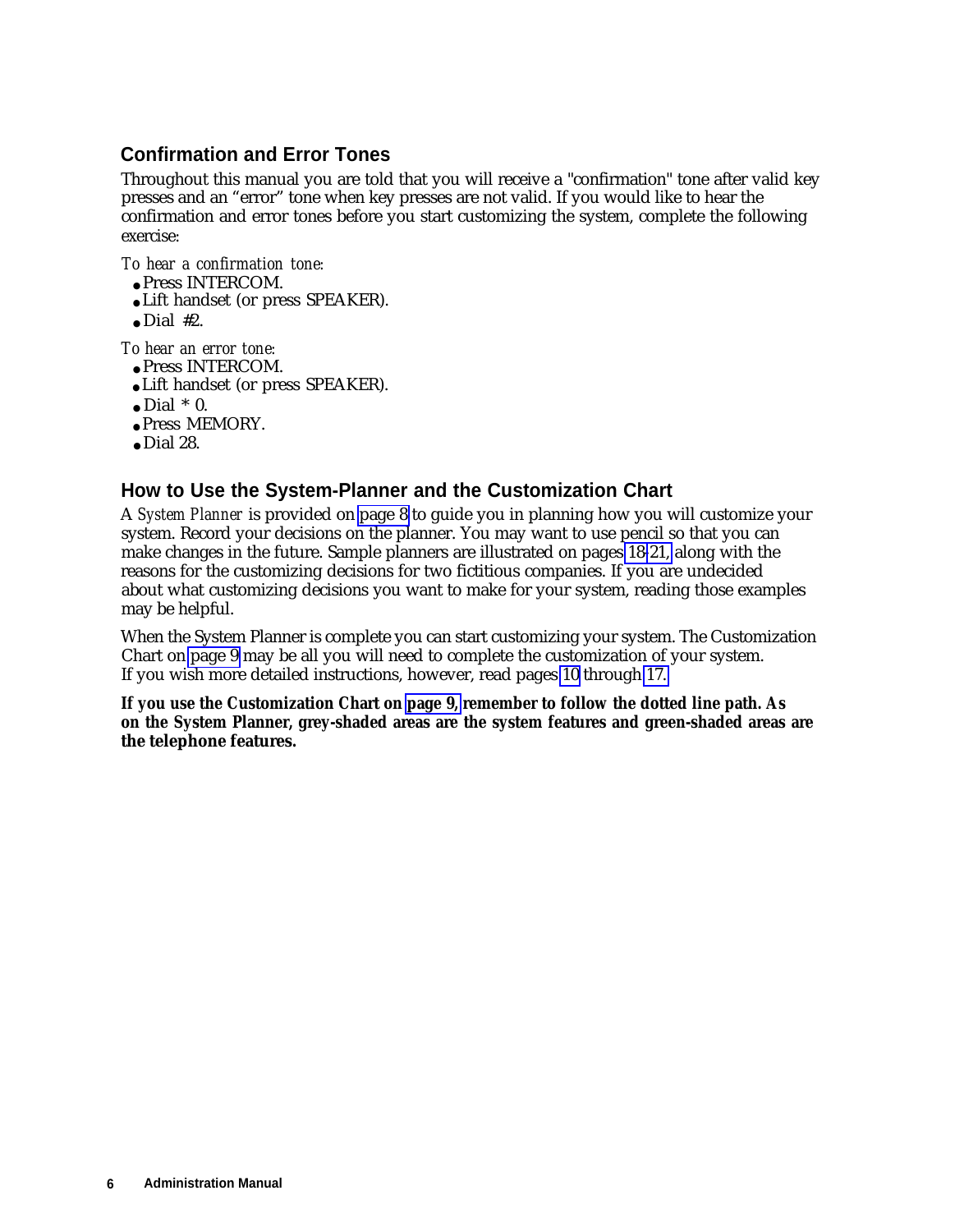## Confirmation and Error Tones

Throughout this manual you are told that you will receive a "confirmation" tone after valid key presses and an "error" tone when key presses are not valid. If you would like to hear the confirmation and error tones before you start customizing the system, complete the following exercise:

*To hear a confirmation tone:*

- Press INTERCOM.
- Lift handset (or press SPEAKER).
- Dial #2.

*To hear an error tone:*

- Press INTERCOM.
- Lift handset (or press SPEAKER).
- Dial * 0.
- Press MEMORY.
- Dial 28.

## How to Use the System-Planner and the Customization Chart

A *System Planner* is provided on page 8 to guide you in planning how you will customize your system. Record your decisions on the planner. You may want to use pencil so that you can make changes in the future. Sample planners are illustrated on pages 18-21, along with the reasons for the customizing decisions for two fictitious companies. If you are undecided about what customizing decisions you want to make for your system, reading those examples may be helpful.

When the System Planner is complete you can start customizing your system. The Customization Chart on page 9 may be all you will need to complete the customization of your system. If you wish more detailed instructions, however, read pages 10 through 17.

**If you use the Customization Chart on page 9, remember to follow the dotted line path. As on the System Planner, grey-shaded areas are the system features and green-shaded areas are the telephone features.**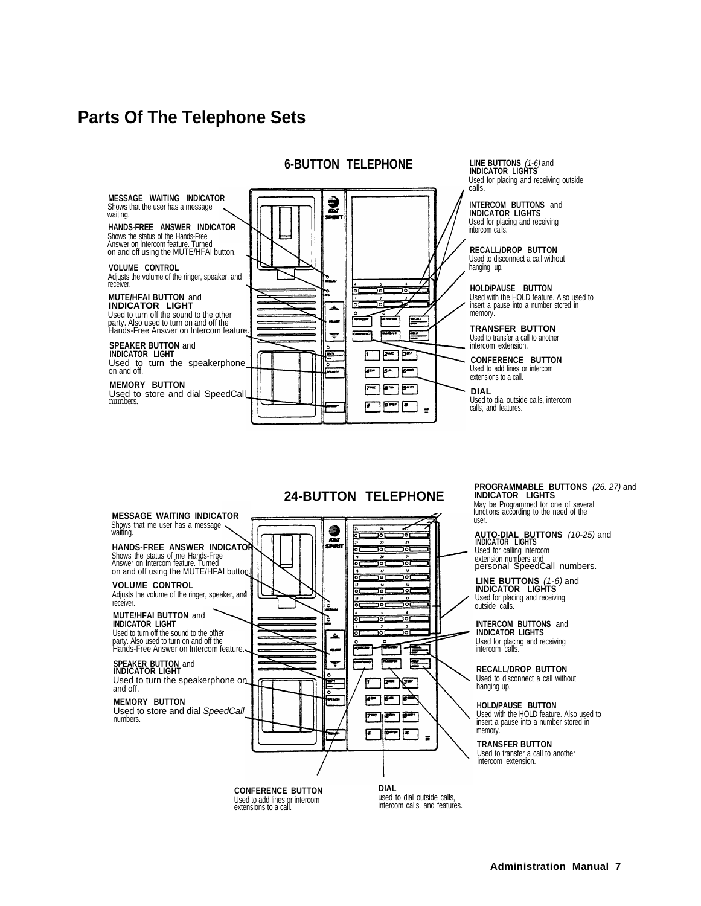# Parts Of The Telephone Sets

## 6-BUTTON TELEPHONE

**MESSAGE WAITING INDICATOR**
Shows that the user has a message waiting.

**HANDS-FREE ANSWER INDICATOR**
Shows the status of the Hands-Free Answer on Intercom feature. Turned on and off using the MUTE/HFAI button.

**VOLUME CONTROL**
Adjusts the volume of the ringer, speaker, and receiver.

**MUTE/HFAI BUTTON** and **INDICATOR LIGHT**
Used to turn off the sound to the other party. Also used to turn on and off the Hands-Free Answer on Intercom feature.

**SPEAKER BUTTON** and **INDICATOR LIGHT**
Used to turn the speakerphone on and off.

**MEMORY BUTTON**
Used to store and dial SpeedCall numbers.

**LINE BUTTONS** *(1-6)* and **INDICATOR LIGHTS**
Used for placing and receiving outside calls.

**INTERCOM BUTTONS** and **INDICATOR LIGHTS**
Used for placing and receiving intercom calls.

**RECALL/DROP BUTTON**
Used to disconnect a call without hanging up.

**HOLD/PAUSE BUTTON**
Used with the HOLD feature. Also used to insert a pause into a number stored in memory.

**TRANSFER BUTTON**
Used to transfer a call to another intercom extension.

**CONFERENCE BUTTON**
Used to add lines or intercom extensions to a call.

**DIAL**
Used to dial outside calls, intercom calls, and features.

## 24-BUTTON TELEPHONE

**MESSAGE WAITING INDICATOR**
Shows that me user has a message waiting.

**HANDS-FREE ANSWER INDICATOR**
Shows the status of me Hands-Free Answer on Intercom feature. Turned on and off using the MUTE/HFAI button.

**VOLUME CONTROL**
Adjusts the volume of the ringer, speaker, and receiver.

**MUTE/HFAI BUTTON** and **INDICATOR LIGHT**
Used to turn off the sound to the other party. Also used to turn on and off the Hands-Free Answer on Intercom feature.

**SPEAKER BUTTON** and **INDICATOR LIGHT**
Used to turn the speakerphone on and off.

**MEMORY BUTTON**
Used to store and dial *SpeedCall* numbers.

**PROGRAMMABLE BUTTONS** *(26. 27)* and **INDICATOR LIGHTS**
May be Programmed tor one of several functions according to the need of the user.

**AUTO-DIAL BUTTONS** *(10-25)* and **INDICATOR LIGHTS**
Used for calling intercom extension numbers and personal SpeedCall numbers.

**LINE BUTTONS** *(1-6)* and **INDICATOR LIGHTS**
Used for placing and receiving outside calls.

**INTERCOM BUTTONS** and **INDICATOR LIGHTS**
Used for placing and receiving intercom calls.

**RECALL/DROP BUTTON**
Used to disconnect a call without hanging up.

**HOLD/PAUSE BUTTON**
Used with the HOLD feature. Also used to insert a pause into a number stored in memory.

**TRANSFER BUTTON**
Used to transfer a call to another intercom extension.

**CONFERENCE BUTTON**
Used to add lines or intercom extensions to a call.

**DIAL**
used to dial outside calls, intercom calls. and features.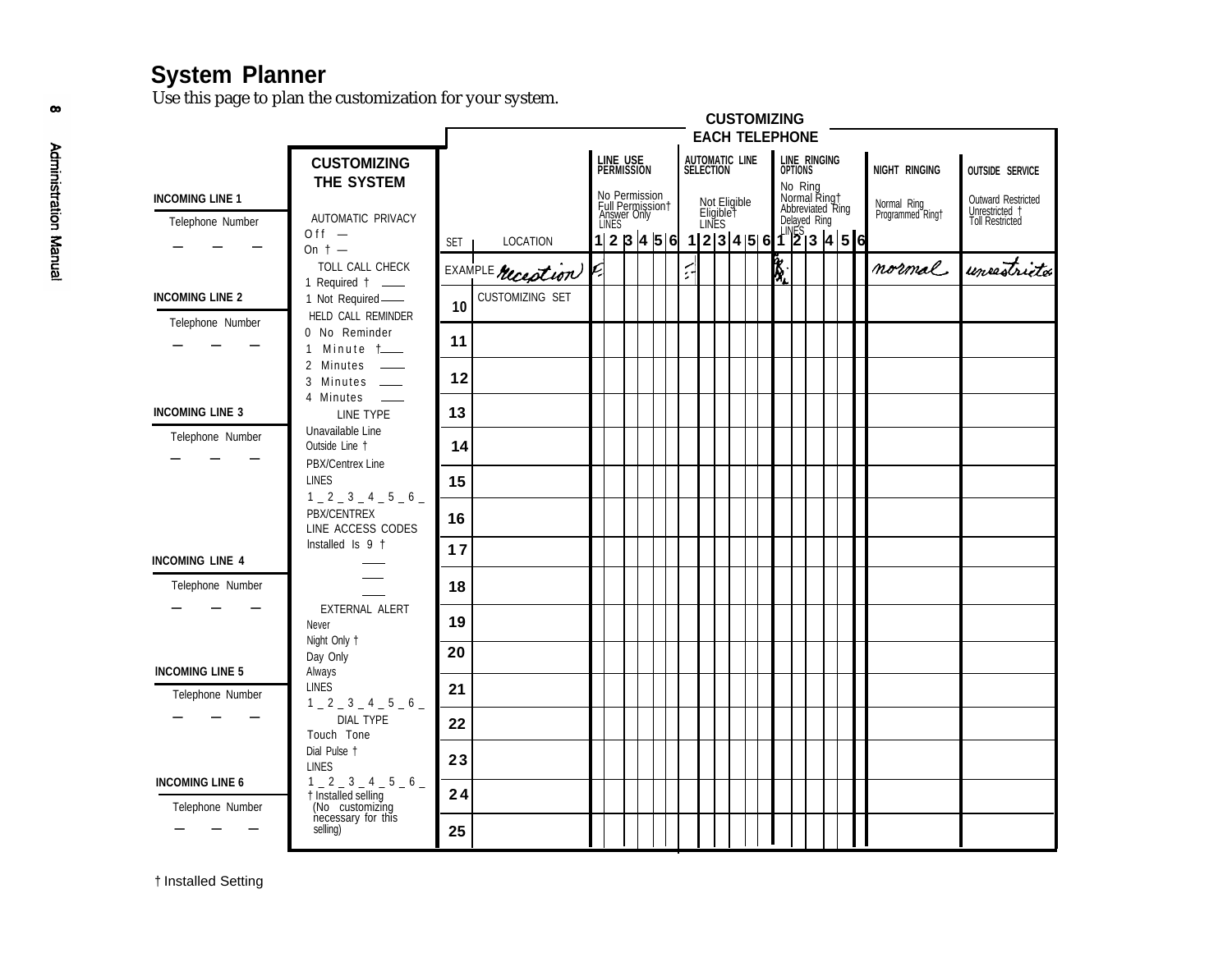# System Planner

Use this page to plan the customization for your system.

## Incoming Lines

**INCOMING LINE 1**
Telephone Number
\_ \_ \_

**INCOMING LINE 2**
Telephone Number
\_ \_ \_

**INCOMING LINE 3**
Telephone Number
\_ \_ \_

**INCOMING LINE 4**
Telephone Number
\_ \_ \_

**INCOMING LINE 5**
Telephone Number
\_ \_ \_

**INCOMING LINE 6**
Telephone Number
\_ \_ \_

## CUSTOMIZING THE SYSTEM

AUTOMATIC PRIVACY
- Off —
- On † —

TOLL CALL CHECK
- 1 Required † \_\_\_
- 1 Not Required \_\_\_

HELD CALL REMINDER
- 0 No Reminder
- 1 Minute † \_\_\_
- 2 Minutes \_\_\_
- 3 Minutes \_\_\_
- 4 Minutes \_\_\_

LINE TYPE
- Unavailable Line
- Outside Line †
- PBX/Centrex Line

LINES
1 _ 2 _ 3 _ 4 _ 5 _ 6 _

PBX/CENTREX LINE ACCESS CODES
Installed Is 9 †
\_\_\_
\_\_\_
\_\_\_

EXTERNAL ALERT
- Never
- Night Only †
- Day Only
- Always

LINES
1 _ 2 _ 3 _ 4 _ 5 _ 6 _

DIAL TYPE
- Touch Tone
- Dial Pulse †

LINES
1 _ 2 _ 3 _ 4 _ 5 _ 6 _

† Installed selling (No customizing necessary for this selling)

## CUSTOMIZING EACH TELEPHONE

Column legend:
- **LINE USE PERMISSION**: No Permission / Full Permission† / Answer Only
- **AUTOMATIC LINE SELECTION**: Not Eligible / Eligible†
- **LINE RINGING OPTIONS**: No Ring / Normal Ring† / Abbreviated Ring / Delayed Ring
- **NIGHT RINGING**: Normal Ring / Programmed Ring†
- **OUTSIDE SERVICE**: Outward Restricted / Unrestricted † / Toll Restricted

| SET | LOCATION | Line Use Permission 1 | 2 | 3 | 4 | 5 | 6 | Auto Line Selection 1 | 2 | 3 | 4 | 5 | 6 | Line Ringing 1 | 2 | 3 | 4 | 5 | 6 | NIGHT RINGING | OUTSIDE SERVICE |
|---|---|---|---|---|---|---|---|---|---|---|---|---|---|---|---|---|---|---|---|---|---|
| EXAMPLE | Reception | F | | | | | | E | | | | | | N | | | | | | normal | unrestricted |
| 10 | CUSTOMIZING SET | | | | | | | | | | | | | | | | | | | | |
| 11 | | | | | | | | | | | | | | | | | | | | | |
| 12 | | | | | | | | | | | | | | | | | | | | | |
| 13 | | | | | | | | | | | | | | | | | | | | | |
| 14 | | | | | | | | | | | | | | | | | | | | | |
| 15 | | | | | | | | | | | | | | | | | | | | | |
| 16 | | | | | | | | | | | | | | | | | | | | | |
| 17 | | | | | | | | | | | | | | | | | | | | | |
| 18 | | | | | | | | | | | | | | | | | | | | | |
| 19 | | | | | | | | | | | | | | | | | | | | | |
| 20 | | | | | | | | | | | | | | | | | | | | | |
| 21 | | | | | | | | | | | | | | | | | | | | | |
| 22 | | | | | | | | | | | | | | | | | | | | | |
| 23 | | | | | | | | | | | | | | | | | | | | | |
| 24 | | | | | | | | | | | | | | | | | | | | | |
| 25 | | | | | | | | | | | | | | | | | | | | | |

† Installed Setting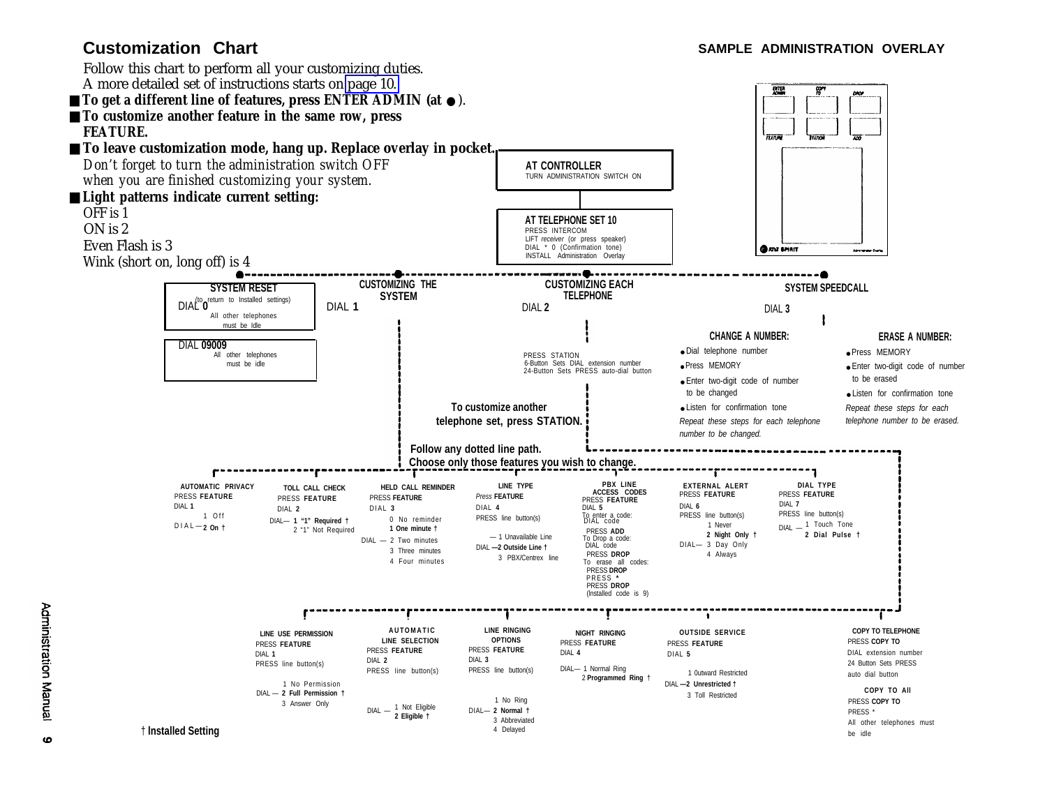# Customization Chart

**SAMPLE ADMINISTRATION OVERLAY**

Follow this chart to perform all your customizing duties.
A more detailed set of instructions starts on page 10.

- **To get a different line of features, press ENTER ADMIN (at ●).**
- **To customize another feature in the same row, press FEATURE.**
- **To leave customization mode, hang up. Replace overlay in pocket.**
  *Don't forget to turn the administration switch OFF when you are finished customizing your system.*
- **Light patterns indicate current setting:**
  OFF is 1
  ON is 2
  Even Flash is 3
  Wink (short on, long off) is 4

Sample Administration Overlay buttons: ENTER ADMIN, COPY TO, DROP, FEATURE, STATION, ADD

**AT CONTROLLER**
TURN ADMINISTRATION SWITCH ON

**AT TELEPHONE SET 10**
PRESS INTERCOM
LIFT *receiver* (or press speaker)
DIAL * 0 (Confirmation tone)
INSTALL Administration Overlay

## SYSTEM RESET

(to return to Installed settings)

DIAL **0**
All other telephones must be Idle

DIAL **09009**
All other telephones must be idle

## CUSTOMIZING THE SYSTEM

DIAL **1**

## CUSTOMIZING EACH TELEPHONE

DIAL **2**

PRESS STATION
6-Button Sets DIAL extension number
24-Button Sets PRESS auto-dial button

**To customize another telephone set, press STATION.**

## SYSTEM SPEEDCALL

DIAL **3**

**CHANGE A NUMBER:**
- Dial telephone number
- Press MEMORY
- Enter two-digit code of number to be changed
- Listen for confirmation tone

*Repeat these steps for each telephone number to be changed.*

**ERASE A NUMBER:**
- Press MEMORY
- Enter two-digit code of number to be erased
- Listen for confirmation tone

*Repeat these steps for each telephone number to be erased.*

**Follow any dotted line path.**
**Choose only those features you wish to change.**

### AUTOMATIC PRIVACY
PRESS **FEATURE**
DIAL **1**
DIAL —
1 Off
**2 On †**

### TOLL CALL CHECK
PRESS **FEATURE**
DIAL **2**
DIAL —
**1 "1" Required †**
2 "1" Not Required

### HELD CALL REMINDER
PRESS **FEATURE**
DIAL **3**
DIAL —
0 No reminder
**1 One minute †**
2 Two minutes
3 Three minutes
4 Four minutes

### LINE TYPE
*Press* **FEATURE**
DIAL **4**
PRESS line button(s)
DIAL —
1 Unavailable Line
**2 Outside Line †**
3 PBX/Centrex line

### PBX LINE ACCESS CODES
PRESS **FEATURE**
DIAL **5**
To enter a code:
DIAL code
PRESS **ADD**
To Drop a code:
DIAL code
PRESS **DROP**
To erase all codes:
PRESS **DROP**
PRESS **\***
PRESS **DROP**
(Installed code is 9)

### EXTERNAL ALERT
PRESS **FEATURE**
DIAL **6**
PRESS line button(s)
DIAL —
1 Never
**2 Night Only †**
3 Day Only
4 Always

### DIAL TYPE
PRESS **FEATURE**
DIAL **7**
PRESS line button(s)
DIAL —
1 Touch Tone
**2 Dial Pulse †**

### LINE USE PERMISSION
PRESS **FEATURE**
DIAL **1**
PRESS line button(s)
DIAL —
1 No Permission
**2 Full Permission †**
3 Answer Only

### AUTOMATIC LINE SELECTION
PRESS **FEATURE**
DIAL **2**
PRESS line button(s)
DIAL —
1 Not Eligible
**2 Eligible †**

### LINE RINGING OPTIONS
PRESS **FEATURE**
DIAL **3**
PRESS line button(s)
DIAL —
1 No Ring
**2 Normal †**
3 Abbreviated
4 Delayed

### NIGHT RINGING
PRESS **FEATURE**
DIAL **4**
DIAL —
1 Normal Ring
**2 Programmed Ring †**

### OUTSIDE SERVICE
PRESS **FEATURE**
DIAL **5**
DIAL —
1 Outward Restricted
**2 Unrestricted †**
3 Toll Restricted

### COPY TO TELEPHONE
PRESS **COPY TO**
DIAL extension number
24 Button Sets PRESS auto dial button

**COPY TO All**
PRESS **COPY TO**
PRESS *
All other telephones must be idle

**† Installed Setting**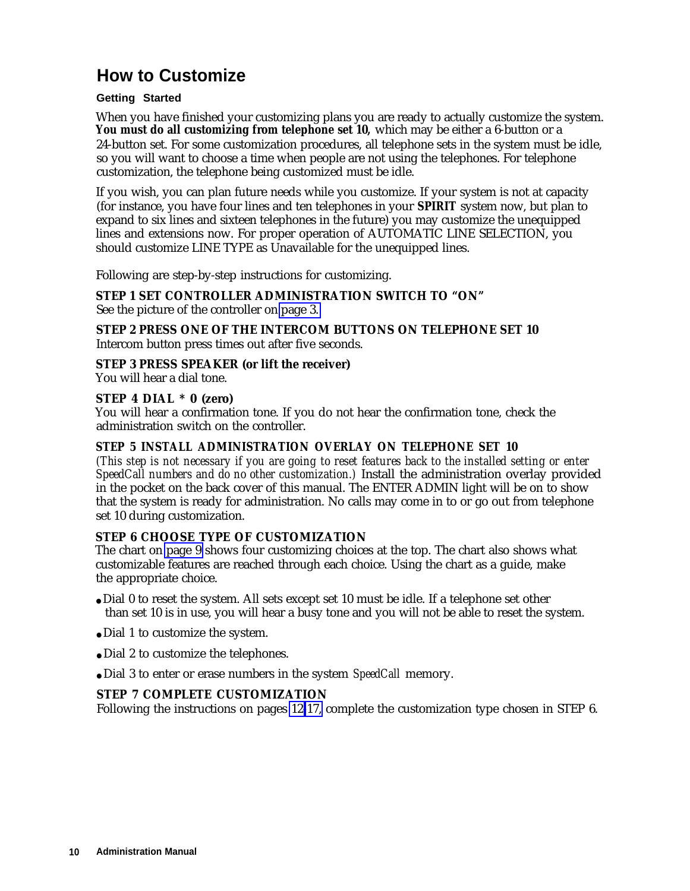# How to Customize

### Getting Started

When you have finished your customizing plans you are ready to actually customize the system. **You must do all customizing from telephone set 10,** which may be either a 6-button or a 24-button set. For some customization procedures, all telephone sets in the system must be idle, so you will want to choose a time when people are not using the telephones. For telephone customization, the telephone being customized must be idle.

If you wish, you can plan future needs while you customize. If your system is not at capacity (for instance, you have four lines and ten telephones in your **SPIRIT** system now, but plan to expand to six lines and sixteen telephones in the future) you may customize the unequipped lines and extensions now. For proper operation of AUTOMATIC LINE SELECTION, you should customize LINE TYPE as Unavailable for the unequipped lines.

Following are step-by-step instructions for customizing.

**STEP 1 SET CONTROLLER ADMINISTRATION SWITCH TO "ON"**
See the picture of the controller on page 3.

**STEP 2 PRESS ONE OF THE INTERCOM BUTTONS ON TELEPHONE SET 10**
Intercom button press times out after five seconds.

**STEP 3 PRESS SPEAKER (or lift the receiver)**
You will hear a dial tone.

**STEP 4 DIAL * 0 (zero)**
You will hear a confirmation tone. If you do not hear the confirmation tone, check the administration switch on the controller.

**STEP 5 INSTALL ADMINISTRATION OVERLAY ON TELEPHONE SET 10**
*(This step is not necessary if you are going to reset features back to the installed setting or enter SpeedCall numbers and do no other customization.)* Install the administration overlay provided in the pocket on the back cover of this manual. The ENTER ADMIN light will be on to show that the system is ready for administration. No calls may come in to or go out from telephone set 10 during customization.

**STEP 6 CHOOSE TYPE OF CUSTOMIZATION**
The chart on page 9 shows four customizing choices at the top. The chart also shows what customizable features are reached through each choice. Using the chart as a guide, make the appropriate choice.

- Dial 0 to reset the system. All sets except set 10 must be idle. If a telephone set other than set 10 is in use, you will hear a busy tone and you will not be able to reset the system.
- Dial 1 to customize the system.
- Dial 2 to customize the telephones.
- Dial 3 to enter or erase numbers in the system *SpeedCall* memory.

**STEP 7 COMPLETE CUSTOMIZATION**
Following the instructions on pages 12-17, complete the customization type chosen in STEP 6.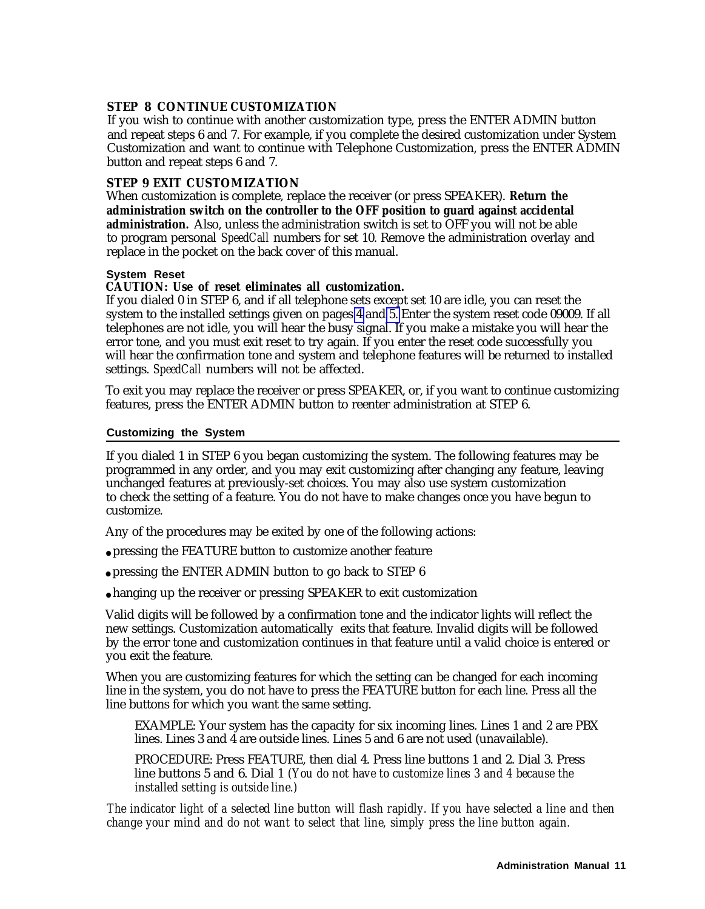**STEP 8 CONTINUE CUSTOMIZATION**

If you wish to continue with another customization type, press the ENTER ADMIN button and repeat steps 6 and 7. For example, if you complete the desired customization under System Customization and want to continue with Telephone Customization, press the ENTER ADMIN button and repeat steps 6 and 7.

**STEP 9 EXIT CUSTOMIZATION**

When customization is complete, replace the receiver (or press SPEAKER). **Return the administration switch on the controller to the OFF position to guard against accidental administration.** Also, unless the administration switch is set to OFF you will not be able to program personal *SpeedCall* numbers for set 10. Remove the administration overlay and replace in the pocket on the back cover of this manual.

**System Reset**

**CAUTION: Use of reset eliminates all customization.**

If you dialed 0 in STEP 6, and if all telephone sets except set 10 are idle, you can reset the system to the installed settings given on pages 4 and 5. Enter the system reset code 09009. If all telephones are not idle, you will hear the busy signal. If you make a mistake you will hear the error tone, and you must exit reset to try again. If you enter the reset code successfully you will hear the confirmation tone and system and telephone features will be returned to installed settings. *SpeedCall* numbers will not be affected.

To exit you may replace the receiver or press SPEAKER, or, if you want to continue customizing features, press the ENTER ADMIN button to reenter administration at STEP 6.

## Customizing the System

If you dialed 1 in STEP 6 you began customizing the system. The following features may be programmed in any order, and you may exit customizing after changing any feature, leaving unchanged features at previously-set choices. You may also use system customization to check the setting of a feature. You do not have to make changes once you have begun to customize.

Any of the procedures may be exited by one of the following actions:

- pressing the FEATURE button to customize another feature
- pressing the ENTER ADMIN button to go back to STEP 6
- hanging up the receiver or pressing SPEAKER to exit customization

Valid digits will be followed by a confirmation tone and the indicator lights will reflect the new settings. Customization automatically exits that feature. Invalid digits will be followed by the error tone and customization continues in that feature until a valid choice is entered or you exit the feature.

When you are customizing features for which the setting can be changed for each incoming line in the system, you do not have to press the FEATURE button for each line. Press all the line buttons for which you want the same setting.

> EXAMPLE: Your system has the capacity for six incoming lines. Lines 1 and 2 are PBX lines. Lines 3 and 4 are outside lines. Lines 5 and 6 are not used (unavailable).
>
> PROCEDURE: Press FEATURE, then dial 4. Press line buttons 1 and 2. Dial 3. Press line buttons 5 and 6. Dial 1 *(You do not have to customize lines 3 and 4 because the installed setting is outside line.)*

*The indicator light of a selected line button will flash rapidly. If you have selected a line and then change your mind and do not want to select that line, simply press the line button again.*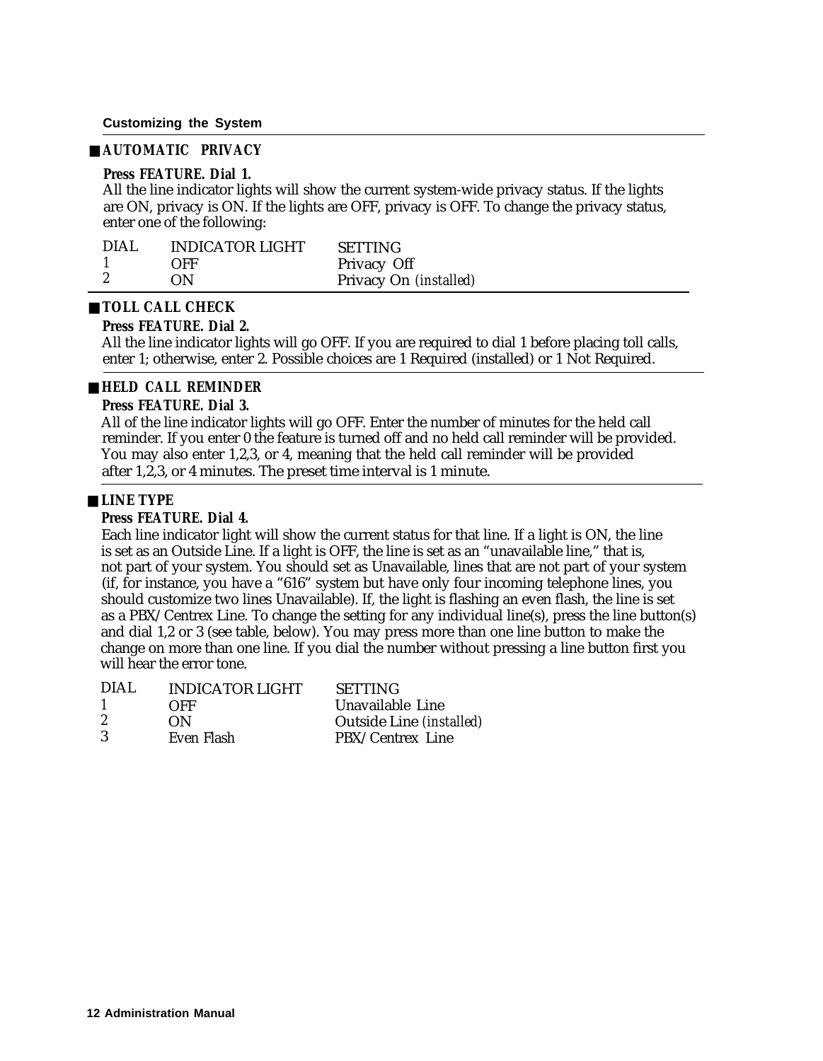## ■ AUTOMATIC PRIVACY

**Press FEATURE. Dial 1.**

All the line indicator lights will show the current system-wide privacy status. If the lights are ON, privacy is ON. If the lights are OFF, privacy is OFF. To change the privacy status, enter one of the following:

| DIAL | INDICATOR LIGHT | SETTING |
|---|---|---|
| 1 | OFF | Privacy Off |
| 2 | ON | Privacy On *(installed)* |

## ■ TOLL CALL CHECK

**Press FEATURE. Dial 2.**

All the line indicator lights will go OFF. If you are required to dial 1 before placing toll calls, enter 1; otherwise, enter 2. Possible choices are 1 Required (installed) or 1 Not Required.

## ■ HELD CALL REMINDER

**Press FEATURE. Dial 3.**

All of the line indicator lights will go OFF. Enter the number of minutes for the held call reminder. If you enter 0 the feature is turned off and no held call reminder will be provided. You may also enter 1,2,3, or 4, meaning that the held call reminder will be provided after 1,2,3, or 4 minutes. The preset time interval is 1 minute.

## ■ LINE TYPE

**Press FEATURE. Dial 4.**

Each line indicator light will show the current status for that line. If a light is ON, the line is set as an Outside Line. If a light is OFF, the line is set as an "unavailable line," that is, not part of your system. You should set as Unavailable, lines that are not part of your system (if, for instance, you have a "616" system but have only four incoming telephone lines, you should customize two lines Unavailable). If, the light is flashing an even flash, the line is set as a PBX/Centrex Line. To change the setting for any individual line(s), press the line button(s) and dial 1,2 or 3 (see table, below). You may press more than one line button to make the change on more than one line. If you dial the number without pressing a line button first you will hear the error tone.

| DIAL | INDICATOR LIGHT | SETTING |
|---|---|---|
| 1 | OFF | Unavailable Line |
| 2 | ON | Outside Line *(installed)* |
| 3 | Even Flash | PBX/Centrex Line |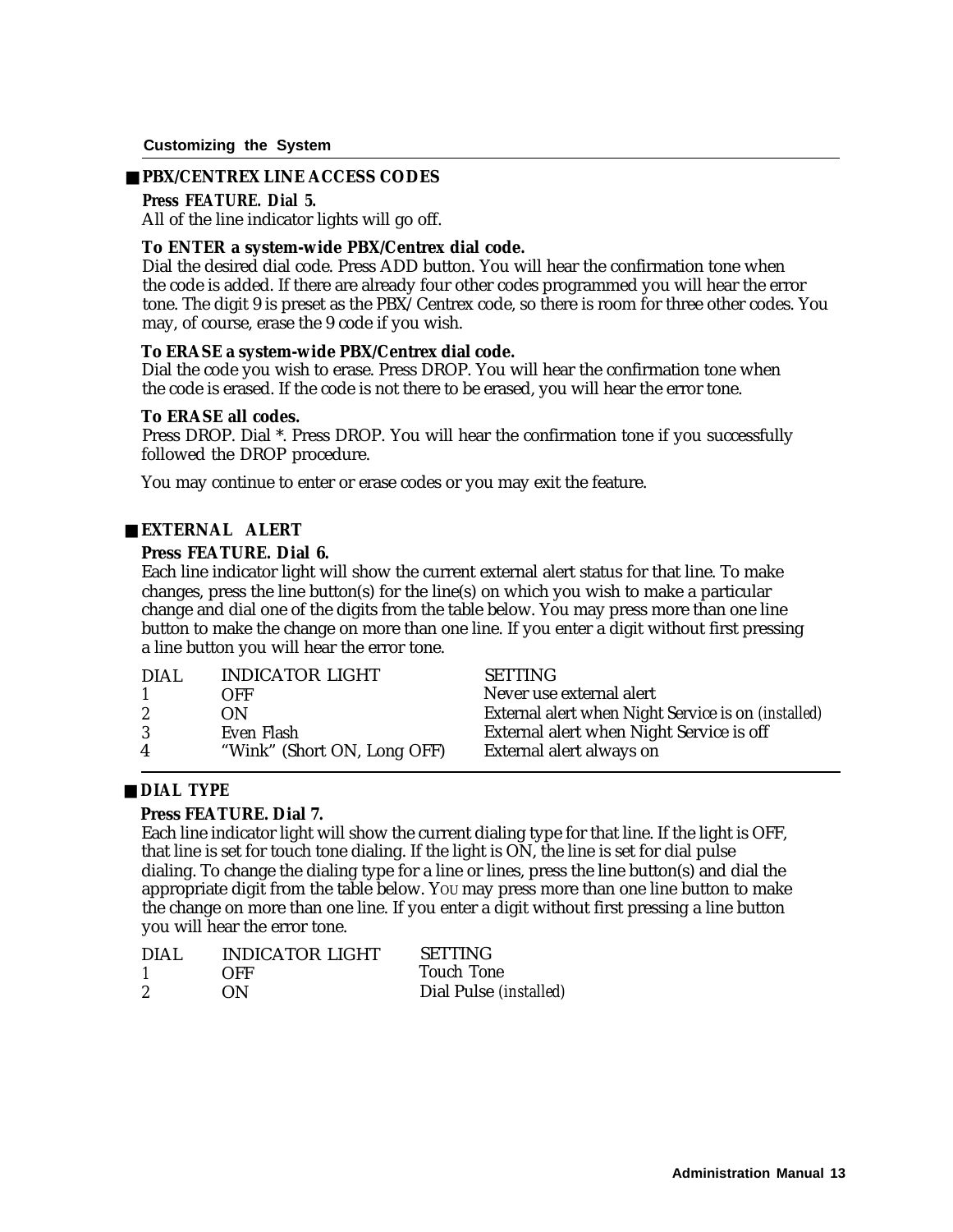## PBX/CENTREX LINE ACCESS CODES

**Press FEATURE. Dial 5.**
All of the line indicator lights will go off.

**To ENTER a system-wide PBX/Centrex dial code.**
Dial the desired dial code. Press ADD button. You will hear the confirmation tone when the code is added. If there are already four other codes programmed you will hear the error tone. The digit 9 is preset as the PBX/ Centrex code, so there is room for three other codes. You may, of course, erase the 9 code if you wish.

**To ERASE a system-wide PBX/Centrex dial code.**
Dial the code you wish to erase. Press DROP. You will hear the confirmation tone when the code is erased. If the code is not there to be erased, you will hear the error tone.

**To ERASE all codes.**
Press DROP. Dial *. Press DROP. You will hear the confirmation tone if you successfully followed the DROP procedure.

You may continue to enter or erase codes or you may exit the feature.

## EXTERNAL ALERT

**Press FEATURE. Dial 6.**
Each line indicator light will show the current external alert status for that line. To make changes, press the line button(s) for the line(s) on which you wish to make a particular change and dial one of the digits from the table below. You may press more than one line button to make the change on more than one line. If you enter a digit without first pressing a line button you will hear the error tone.

| DIAL | INDICATOR LIGHT | SETTING |
|---|---|---|
| 1 | OFF | Never use external alert |
| 2 | ON | External alert when Night Service is on *(installed)* |
| 3 | Even Flash | External alert when Night Service is off |
| 4 | "Wink" (Short ON, Long OFF) | External alert always on |

## DIAL TYPE

**Press FEATURE. Dial 7.**
Each line indicator light will show the current dialing type for that line. If the light is OFF, that line is set for touch tone dialing. If the light is ON, the line is set for dial pulse dialing. To change the dialing type for a line or lines, press the line button(s) and dial the appropriate digit from the table below. You may press more than one line button to make the change on more than one line. If you enter a digit without first pressing a line button you will hear the error tone.

| DIAL | INDICATOR LIGHT | SETTING |
|---|---|---|
| 1 | OFF | Touch Tone |
| 2 | ON | Dial Pulse *(installed)* |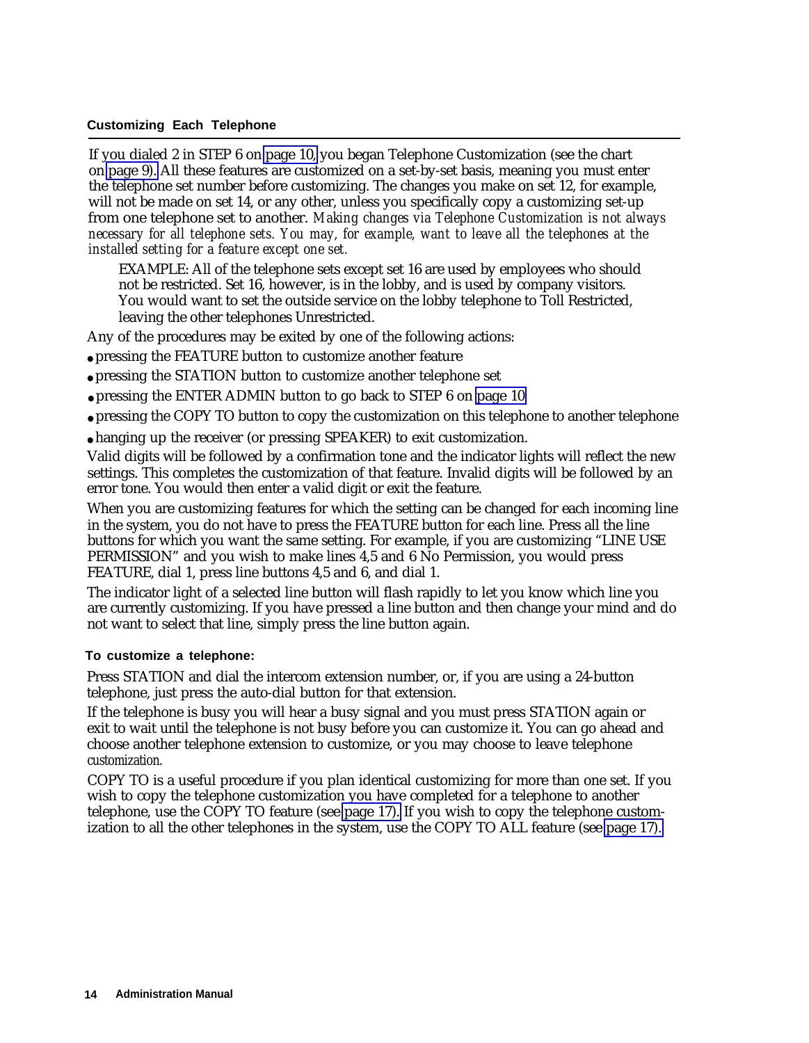## Customizing Each Telephone

If you dialed 2 in STEP 6 on page 10, you began Telephone Customization (see the chart on page 9). All these features are customized on a set-by-set basis, meaning you must enter the telephone set number before customizing. The changes you make on set 12, for example, will not be made on set 14, or any other, unless you specifically copy a customizing set-up from one telephone set to another. *Making changes via Telephone Customization is not always necessary for all telephone sets. You may, for example, want to leave all the telephones at the installed setting for a feature except one set.*

> EXAMPLE: All of the telephone sets except set 16 are used by employees who should not be restricted. Set 16, however, is in the lobby, and is used by company visitors. You would want to set the outside service on the lobby telephone to Toll Restricted, leaving the other telephones Unrestricted.

Any of the procedures may be exited by one of the following actions:

- pressing the FEATURE button to customize another feature
- pressing the STATION button to customize another telephone set
- pressing the ENTER ADMIN button to go back to STEP 6 on page 10
- pressing the COPY TO button to copy the customization on this telephone to another telephone
- hanging up the receiver (or pressing SPEAKER) to exit customization.

Valid digits will be followed by a confirmation tone and the indicator lights will reflect the new settings. This completes the customization of that feature. Invalid digits will be followed by an error tone. You would then enter a valid digit or exit the feature.

When you are customizing features for which the setting can be changed for each incoming line in the system, you do not have to press the FEATURE button for each line. Press all the line buttons for which you want the same setting. For example, if you are customizing "LINE USE PERMISSION" and you wish to make lines 4,5 and 6 No Permission, you would press FEATURE, dial 1, press line buttons 4,5 and 6, and dial 1.

The indicator light of a selected line button will flash rapidly to let you know which line you are currently customizing. If you have pressed a line button and then change your mind and do not want to select that line, simply press the line button again.

### To customize a telephone:

Press STATION and dial the intercom extension number, or, if you are using a 24-button telephone, just press the auto-dial button for that extension.

If the telephone is busy you will hear a busy signal and you must press STATION again or exit to wait until the telephone is not busy before you can customize it. You can go ahead and choose another telephone extension to customize, or you may choose to leave telephone customization.

COPY TO is a useful procedure if you plan identical customizing for more than one set. If you wish to copy the telephone customization you have completed for a telephone to another telephone, use the COPY TO feature (see page 17). If you wish to copy the telephone customization to all the other telephones in the system, use the COPY TO ALL feature (see page 17).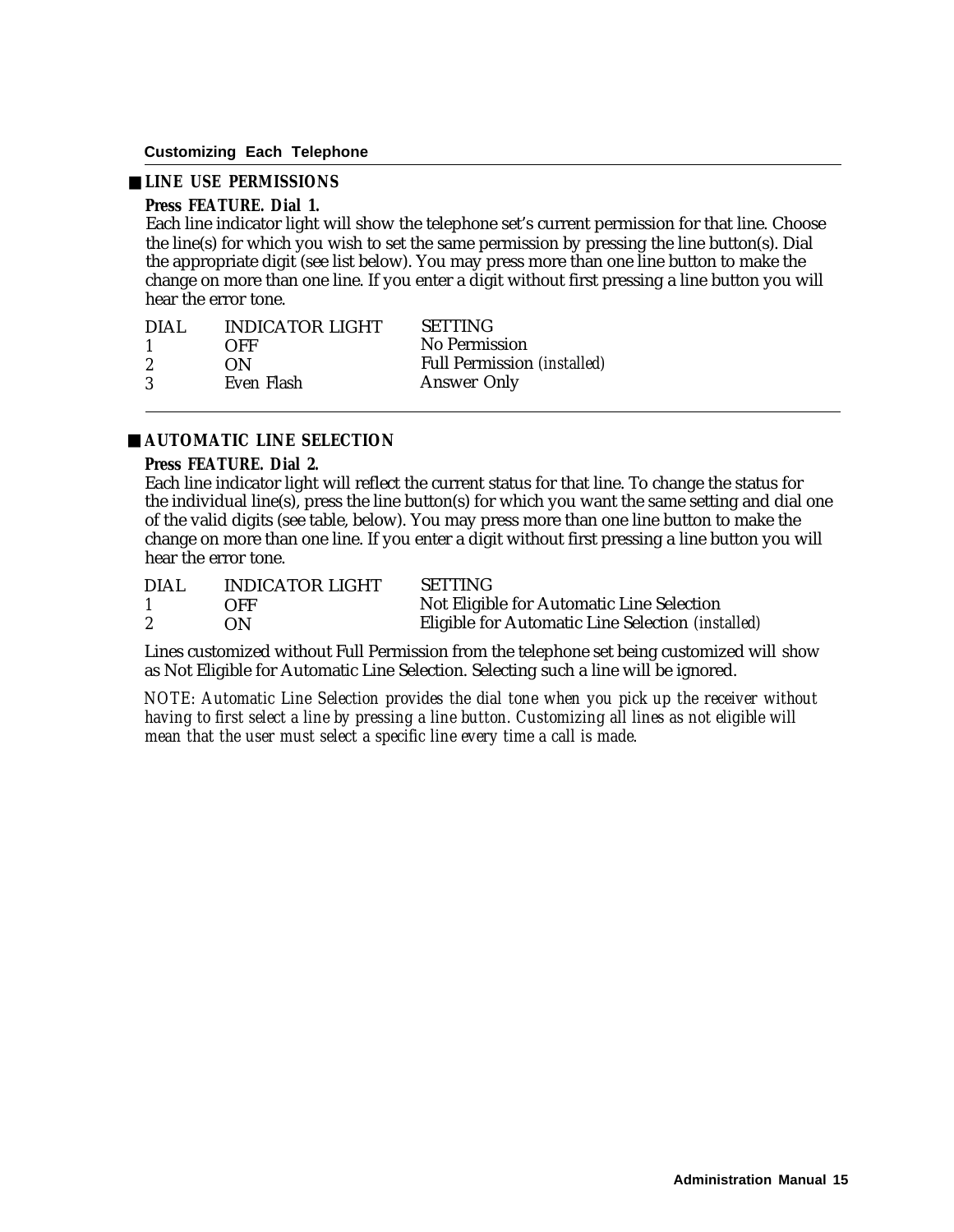## LINE USE PERMISSIONS

**Press FEATURE. Dial 1.**

Each line indicator light will show the telephone set's current permission for that line. Choose the line(s) for which you wish to set the same permission by pressing the line button(s). Dial the appropriate digit (see list below). You may press more than one line button to make the change on more than one line. If you enter a digit without first pressing a line button you will hear the error tone.

| DIAL | INDICATOR LIGHT | SETTING |
|---|---|---|
| 1 | OFF | No Permission |
| 2 | ON | Full Permission *(installed)* |
| 3 | Even Flash | Answer Only |

## AUTOMATIC LINE SELECTION

**Press FEATURE. Dial 2.**

Each line indicator light will reflect the current status for that line. To change the status for the individual line(s), press the line button(s) for which you want the same setting and dial one of the valid digits (see table, below). You may press more than one line button to make the change on more than one line. If you enter a digit without first pressing a line button you will hear the error tone.

| DIAL | INDICATOR LIGHT | SETTING |
|---|---|---|
| 1 | OFF | Not Eligible for Automatic Line Selection |
| 2 | ON | Eligible for Automatic Line Selection *(installed)* |

Lines customized without Full Permission from the telephone set being customized will show as Not Eligible for Automatic Line Selection. Selecting such a line will be ignored.

*NOTE: Automatic Line Selection provides the dial tone when you pick up the receiver without having to first select a line by pressing a line button. Customizing all lines as not eligible will mean that the user must select a specific line every time a call is made.*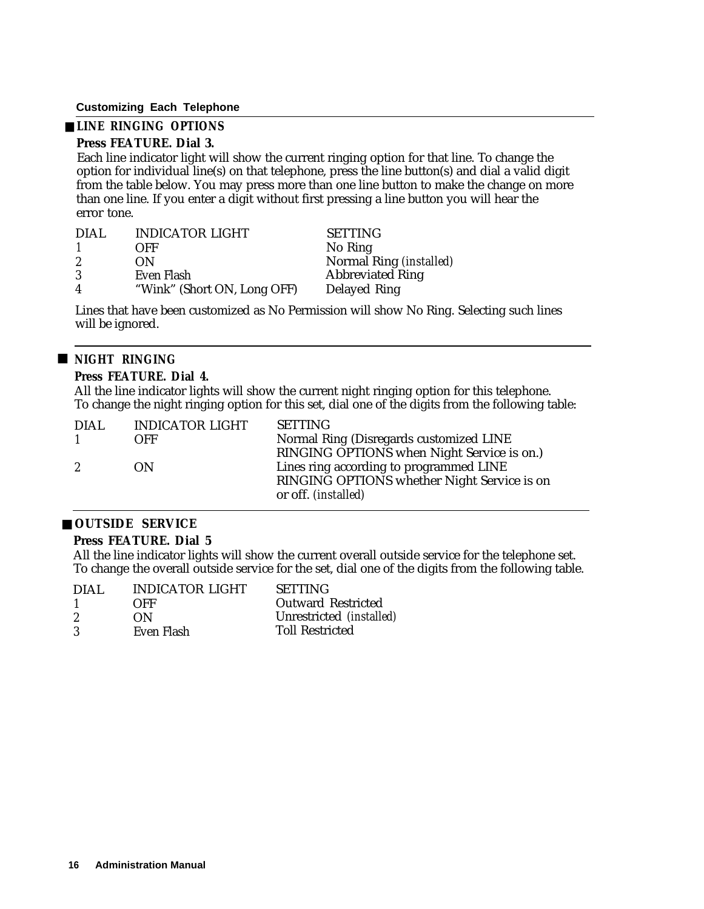## LINE RINGING OPTIONS

**Press FEATURE. Dial 3.**

Each line indicator light will show the current ringing option for that line. To change the option for individual line(s) on that telephone, press the line button(s) and dial a valid digit from the table below. You may press more than one line button to make the change on more than one line. If you enter a digit without first pressing a line button you will hear the error tone.

| DIAL | INDICATOR LIGHT | SETTING |
|---|---|---|
| 1 | OFF | No Ring |
| 2 | ON | Normal Ring *(installed)* |
| 3 | Even Flash | Abbreviated Ring |
| 4 | "Wink" (Short ON, Long OFF) | Delayed Ring |

Lines that have been customized as No Permission will show No Ring. Selecting such lines will be ignored.

## NIGHT RINGING

**Press FEATURE. Dial 4.**

All the line indicator lights will show the current night ringing option for this telephone. To change the night ringing option for this set, dial one of the digits from the following table:

| DIAL | INDICATOR LIGHT | SETTING |
|---|---|---|
| 1 | OFF | Normal Ring (Disregards customized LINE RINGING OPTIONS when Night Service is on.) |
| 2 | ON | Lines ring according to programmed LINE RINGING OPTIONS whether Night Service is on or off. *(installed)* |

## OUTSIDE SERVICE

**Press FEATURE. Dial 5**

All the line indicator lights will show the current overall outside service for the telephone set. To change the overall outside service for the set, dial one of the digits from the following table.

| DIAL | INDICATOR LIGHT | SETTING |
|---|---|---|
| 1 | OFF | Outward Restricted |
| 2 | ON | Unrestricted *(installed)* |
| 3 | Even Flash | Toll Restricted |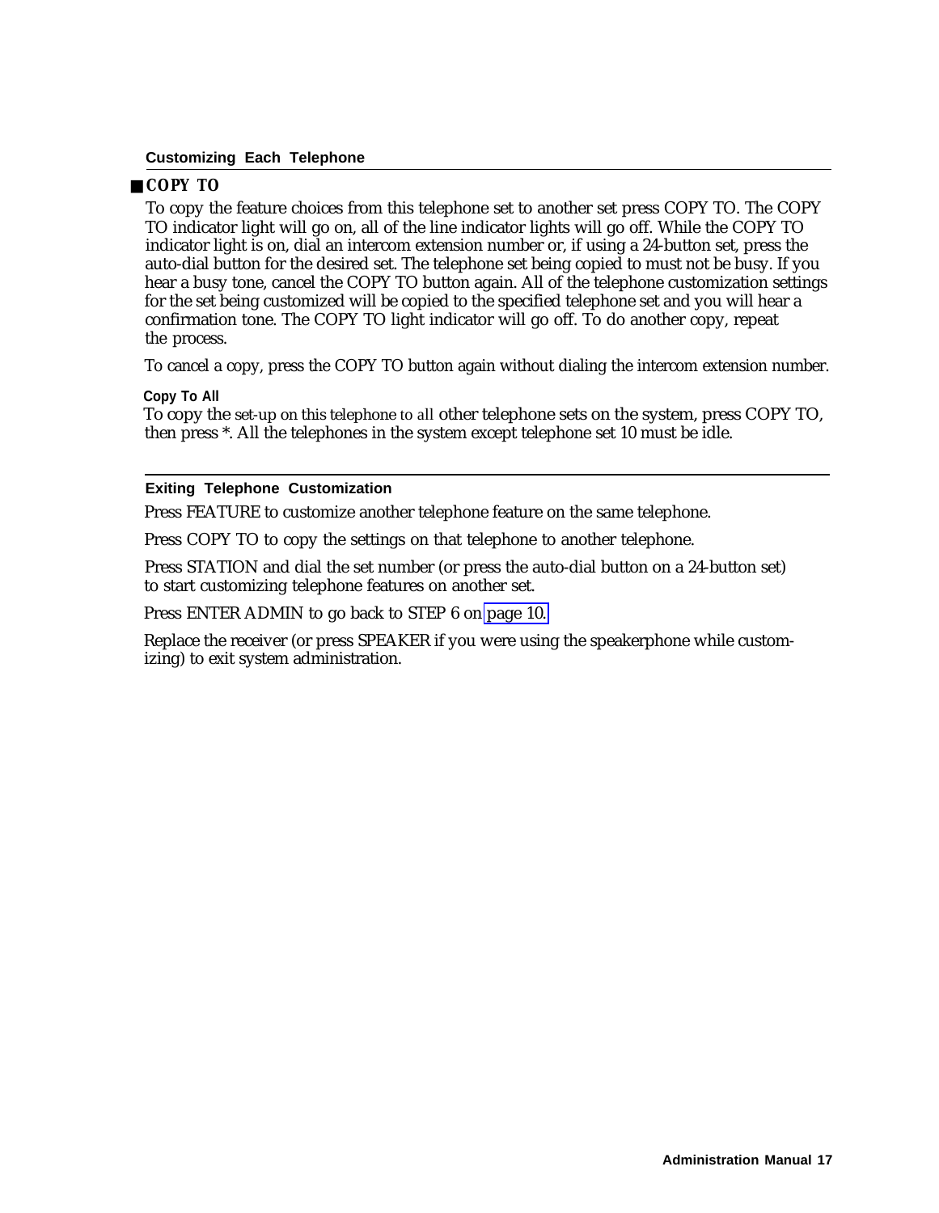## COPY TO

To copy the feature choices from this telephone set to another set press COPY TO. The COPY TO indicator light will go on, all of the line indicator lights will go off. While the COPY TO indicator light is on, dial an intercom extension number or, if using a 24-button set, press the auto-dial button for the desired set. The telephone set being copied to must not be busy. If you hear a busy tone, cancel the COPY TO button again. All of the telephone customization settings for the set being customized will be copied to the specified telephone set and you will hear a confirmation tone. The COPY TO light indicator will go off. To do another copy, repeat the process.

To cancel a copy, press the COPY TO button again without dialing the intercom extension number.

### Copy To All

To copy the set-up on this telephone to all other telephone sets on the system, press COPY TO, then press *. All the telephones in the system except telephone set 10 must be idle.

## Exiting Telephone Customization

Press FEATURE to customize another telephone feature on the same telephone.

Press COPY TO to copy the settings on that telephone to another telephone.

Press STATION and dial the set number (or press the auto-dial button on a 24-button set) to start customizing telephone features on another set.

Press ENTER ADMIN to go back to STEP 6 on page 10.

Replace the receiver (or press SPEAKER if you were using the speakerphone while customizing) to exit system administration.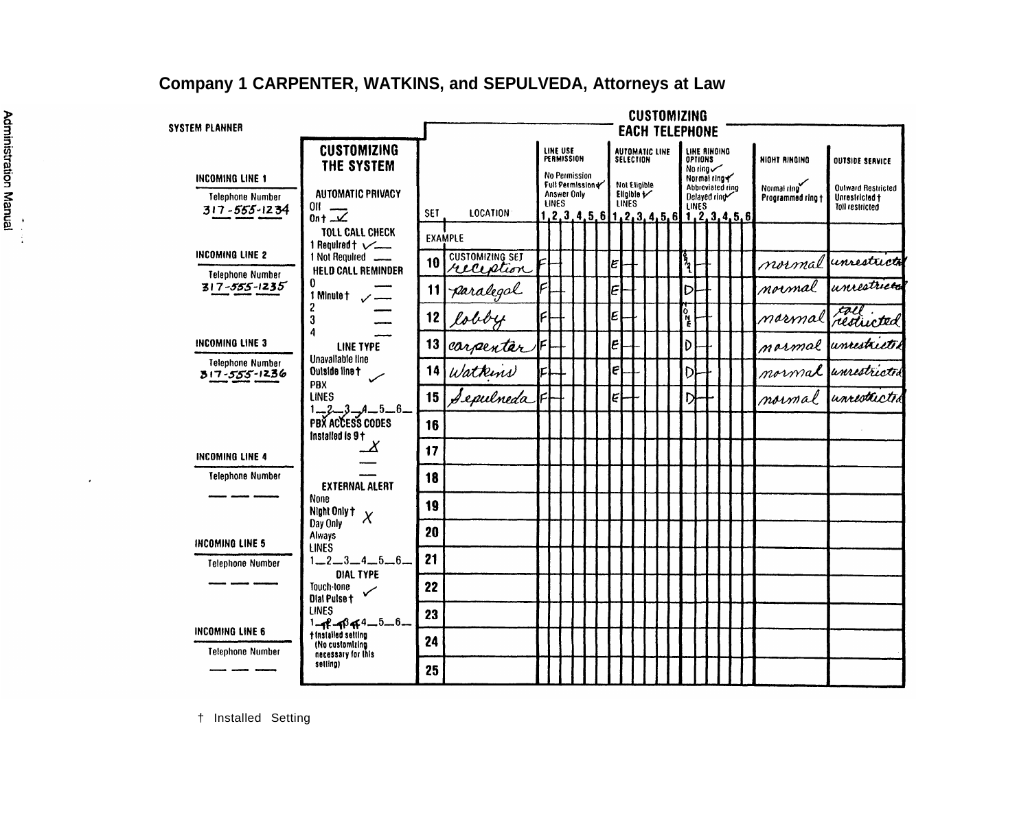## Company 1 CARPENTER, WATKINS, and SEPULVEDA, Attorneys at Law

**SYSTEM PLANNER**

**INCOMING LINE 1**
Telephone Number 317-555-1234

**INCOMING LINE 2**
Telephone Number 317-555-1235

**INCOMING LINE 3**
Telephone Number 317-555-1236

**INCOMING LINE 4**
Telephone Number — — —

**INCOMING LINE 5**
Telephone Number — — —

**INCOMING LINE 6**
Telephone Number — — —

**CUSTOMIZING THE SYSTEM**

**AUTOMATIC PRIVACY**
Off —
On† ✓

**TOLL CALL CHECK**
1 Required† ✓
1 Not Required —

**HELD CALL REMINDER**
0 —
1 Minute† ✓
2 —
3 —
4 —

**LINE TYPE**
Unavailable line
Outside line† ✓
PBX
LINES 1—2✓3✓4—5—6—

**PBX ACCESS CODES**
Installed is 9† X

**EXTERNAL ALERT**
None
Night Only† X
Day Only
Always
LINES 1—2—3—4—5—6—

**DIAL TYPE**
Touch-tone ✓
Dial Pulse†
LINES 1—2—3—4—5—6—

† Installed setting (No customizing necessary for this setting)

**CUSTOMIZING EACH TELEPHONE**

Column keys:
- LINE USE PERMISSION: No Permission; Full Permission† ✓; Answer Only
- AUTOMATIC LINE SELECTION: Not Eligible; Eligible† ✓
- LINE RINGING OPTIONS: No ring ✓; Normal ring† ✓; Abbreviated ring; Delayed ring ✓
- NIGHT RINGING: Normal ring ✓; Programmed ring†
- OUTSIDE SERVICE: Outward Restricted; Unrestricted†; Toll restricted

| SET | LOCATION | LINE USE PERMISSION (Lines 1–6) | AUTOMATIC LINE SELECTION (Lines 1–6) | LINE RINGING OPTIONS (Lines 1–6) | NIGHT RINGING | OUTSIDE SERVICE |
|---|---|---|---|---|---|---|
| EXAMPLE | | | | | | |
| 10 | CUSTOMIZING SET reception | F | E | Normal | normal | unrestricted |
| 11 | paralegal | F | E | D | normal | unrestricted |
| 12 | lobby | F | E | NONE | normal | toll restricted |
| 13 | carpenter | F | E | D | normal | unrestricted |
| 14 | Watkins | F | E | D | normal | unrestricted |
| 15 | Sepulveda | F | E | D | normal | unrestricted |
| 16 | | | | | | |
| 17 | | | | | | |
| 18 | | | | | | |
| 19 | | | | | | |
| 20 | | | | | | |
| 21 | | | | | | |
| 22 | | | | | | |
| 23 | | | | | | |
| 24 | | | | | | |
| 25 | | | | | | |

† Installed Setting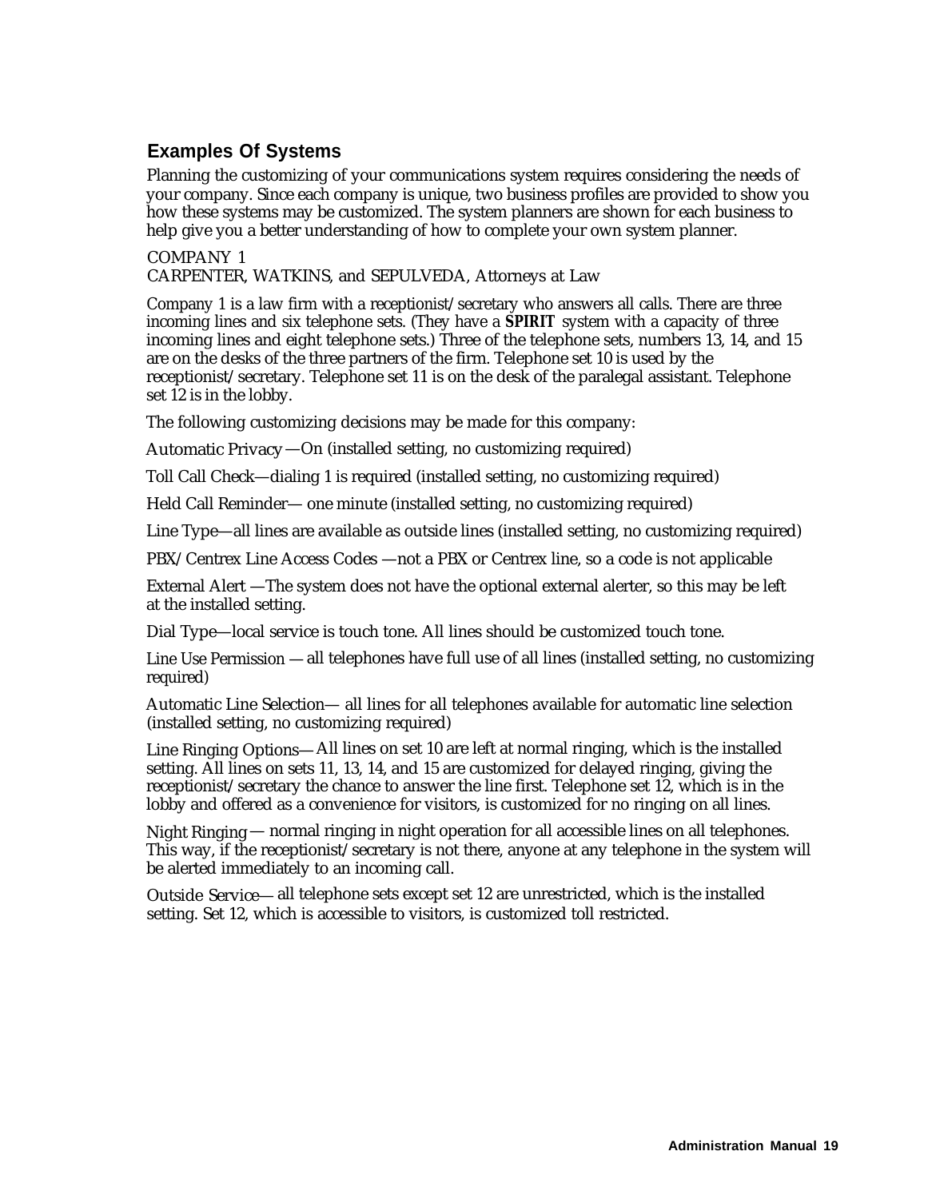## Examples Of Systems

Planning the customizing of your communications system requires considering the needs of your company. Since each company is unique, two business profiles are provided to show you how these systems may be customized. The system planners are shown for each business to help give you a better understanding of how to complete your own system planner.

COMPANY 1
CARPENTER, WATKINS, and SEPULVEDA, Attorneys at Law

Company 1 is a law firm with a receptionist/secretary who answers all calls. There are three incoming lines and six telephone sets. (They have a **SPIRIT** system with a capacity of three incoming lines and eight telephone sets.) Three of the telephone sets, numbers 13, 14, and 15 are on the desks of the three partners of the firm. Telephone set 10 is used by the receptionist/secretary. Telephone set 11 is on the desk of the paralegal assistant. Telephone set 12 is in the lobby.

The following customizing decisions may be made for this company:

Automatic Privacy—On (installed setting, no customizing required)

Toll Call Check—dialing 1 is required (installed setting, no customizing required)

Held Call Reminder— one minute (installed setting, no customizing required)

Line Type—all lines are available as outside lines (installed setting, no customizing required)

PBX/Centrex Line Access Codes —not a PBX or Centrex line, so a code is not applicable

External Alert —The system does not have the optional external alerter, so this may be left at the installed setting.

Dial Type—local service is touch tone. All lines should be customized touch tone.

Line Use Permission —all telephones have full use of all lines (installed setting, no customizing required)

Automatic Line Selection— all lines for all telephones available for automatic line selection (installed setting, no customizing required)

Line Ringing Options—All lines on set 10 are left at normal ringing, which is the installed setting. All lines on sets 11, 13, 14, and 15 are customized for delayed ringing, giving the receptionist/secretary the chance to answer the line first. Telephone set 12, which is in the lobby and offered as a convenience for visitors, is customized for no ringing on all lines.

Night Ringing— normal ringing in night operation for all accessible lines on all telephones. This way, if the receptionist/secretary is not there, anyone at any telephone in the system will be alerted immediately to an incoming call.

Outside Service— all telephone sets except set 12 are unrestricted, which is the installed setting. Set 12, which is accessible to visitors, is customized toll restricted.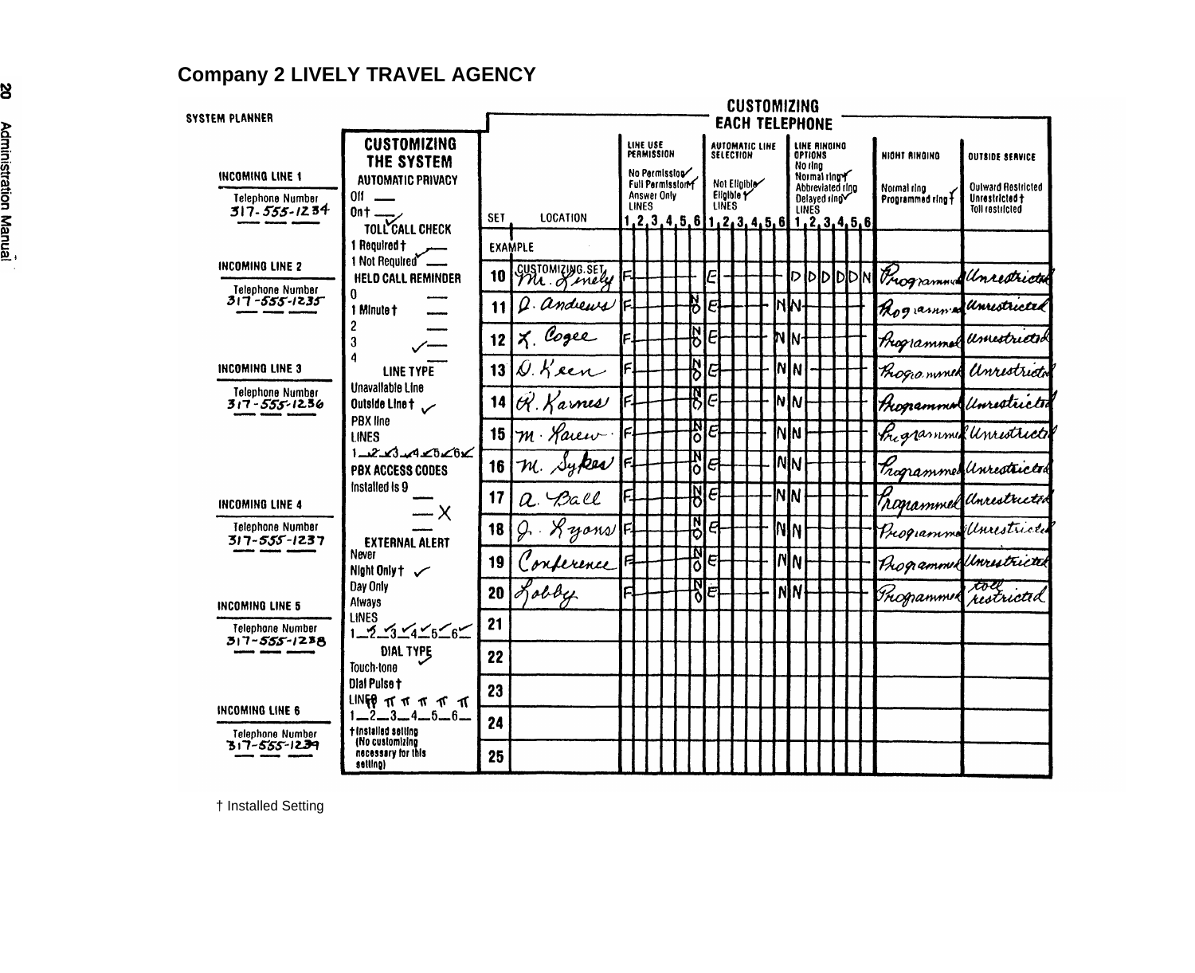## Company 2 LIVELY TRAVEL AGENCY

SYSTEM PLANNER

**INCOMING LINE 1**
Telephone Number
317-555-1234

**INCOMING LINE 2**
Telephone Number
317-555-1235

**INCOMING LINE 3**
Telephone Number
317-555-1236

**INCOMING LINE 4**
Telephone Number
317-555-1237

**INCOMING LINE 5**
Telephone Number
317-555-1238

**INCOMING LINE 6**
Telephone Number
317-555-1239

### CUSTOMIZING THE SYSTEM

**AUTOMATIC PRIVACY**
Off ___
On † ✓

**TOLL CALL CHECK**
1 Required † ✓
1 Not Required ✓

**HELD CALL REMINDER**
0 ___
1 Minute † ___
2 ___
3 ✓
4 ___

**LINE TYPE**
Unavailable Line
Outside Line † ✓
PBX line
LINES
1 ✓ 2 ✓ 3 ✓ 4 ✓ 5 ✓ 6 ✓

**PBX ACCESS CODES**
Installed is 9 ___
___ X
___

**EXTERNAL ALERT**
Never
Night Only † ✓
Day Only
Always
LINES
1 ✓ 2 ✓ 3 ✓ 4 ✓ 5 ✓ 6 ✓

**DIAL TYPE**
Touch-tone ✓
Dial Pulse †
LINES TT TT TT TT TT TT
1 ___ 2 ___ 3 ___ 4 ___ 5 ___ 6 ___

† Installed setting (No customizing necessary for this setting)

### CUSTOMIZING EACH TELEPHONE

| SET | LOCATION | LINE USE PERMISSION (No Permission ✓ / Full Permission † ✓ / Answer Only) LINES 1,2,3,4,5,6 | AUTOMATIC LINE SELECTION (Not Eligible ✓ / Eligible †) LINES 1,2,3,4,5,6 | LINE RINGING OPTIONS (No ring / Normal ring † ✓ / Abbreviated ring / Delayed ring ✓) LINES 1,2,3,4,5,6 | NIGHT RINGING (Normal ring ✓ / Programmed ring †) | OUTSIDE SERVICE (Outward Restricted / Unrestricted † / Toll restricted) |
|---|---|---|---|---|---|---|
| EXAMPLE | | | | | | |
| 10 | CUSTOMIZING SET M. Lively | F | E | D D D D D N | Programmed | Unrestricted |
| 11 | D. Andrews | F, NO | E | N N | Programmed | Unrestricted |
| 12 | X. Cogee | F, NO | E | N N | Programmed | Unrestricted |
| 13 | D. Keen | F, NO | E | N N | Programmed | Unrestricted |
| 14 | R. Karnes | F, NO | E | N N | Programmed | Unrestricted |
| 15 | M. Karew | F, NO | E | N N | Programmed | Unrestricted |
| 16 | M. Sykes | F, NO | E | N N | Programmed | Unrestricted |
| 17 | A. Ball | F, NO | E | N N | Programmed | Unrestricted |
| 18 | J. Lyons | F, NO | E | N N | Programmed | Unrestricted |
| 19 | Conference | F, NO | E | N N | Programmed | Unrestricted |
| 20 | Lobby | F, NO | E | N N | Programmed | toll restricted |
| 21 | | | | | | |
| 22 | | | | | | |
| 23 | | | | | | |
| 24 | | | | | | |
| 25 | | | | | | |

† Installed Setting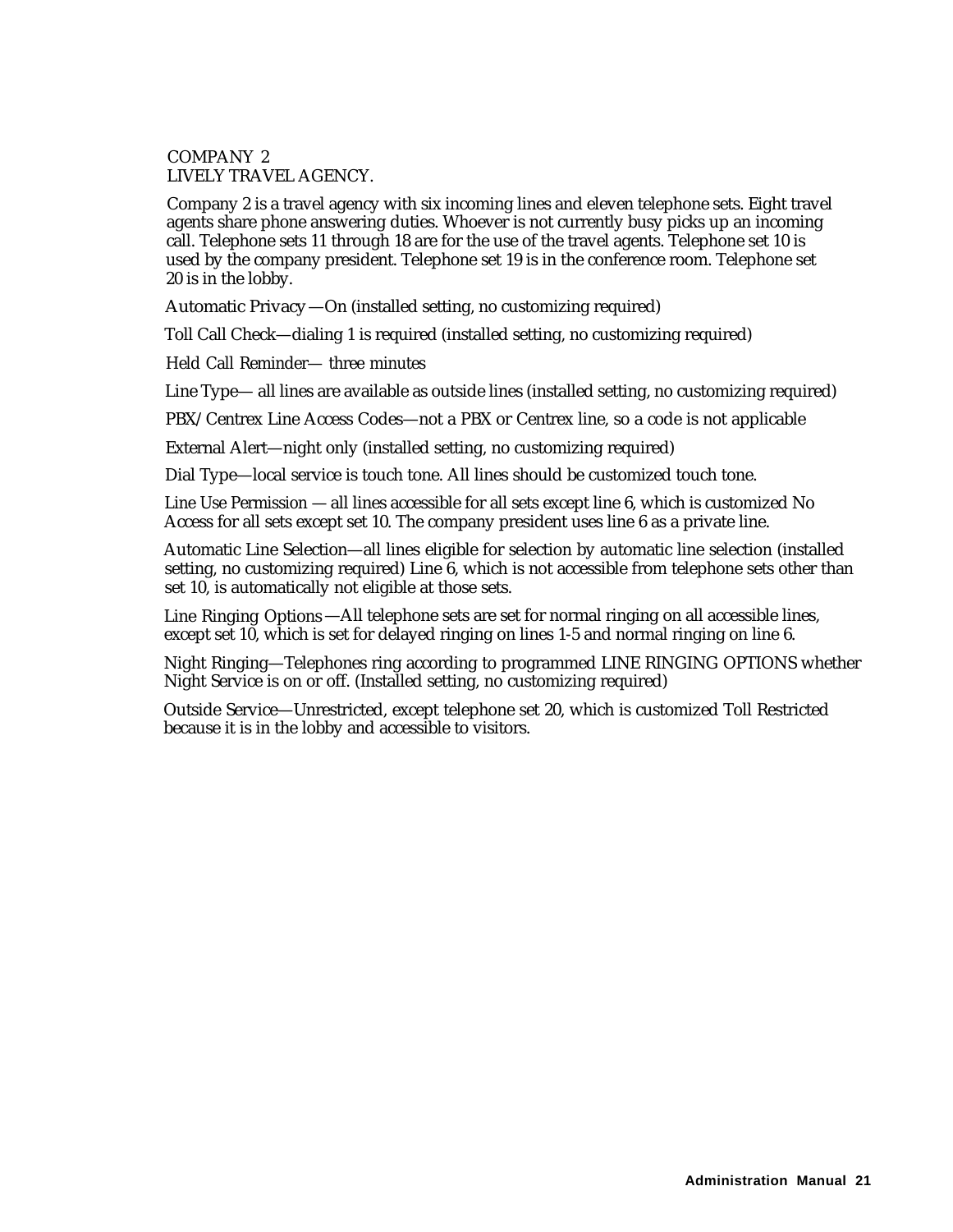COMPANY 2
LIVELY TRAVEL AGENCY.

Company 2 is a travel agency with six incoming lines and eleven telephone sets. Eight travel agents share phone answering duties. Whoever is not currently busy picks up an incoming call. Telephone sets 11 through 18 are for the use of the travel agents. Telephone set 10 is used by the company president. Telephone set 19 is in the conference room. Telephone set 20 is in the lobby.

Automatic Privacy —On (installed setting, no customizing required)

Toll Call Check—dialing 1 is required (installed setting, no customizing required)

Held Call Reminder— three minutes

Line Type— all lines are available as outside lines (installed setting, no customizing required)

PBX/Centrex Line Access Codes—not a PBX or Centrex line, so a code is not applicable

External Alert—night only (installed setting, no customizing required)

Dial Type—local service is touch tone. All lines should be customized touch tone.

Line Use Permission — all lines accessible for all sets except line 6, which is customized No Access for all sets except set 10. The company president uses line 6 as a private line.

Automatic Line Selection—all lines eligible for selection by automatic line selection (installed setting, no customizing required) Line 6, which is not accessible from telephone sets other than set 10, is automatically not eligible at those sets.

Line Ringing Options —All telephone sets are set for normal ringing on all accessible lines, except set 10, which is set for delayed ringing on lines 1-5 and normal ringing on line 6.

Night Ringing—Telephones ring according to programmed LINE RINGING OPTIONS whether Night Service is on or off. (Installed setting, no customizing required)

Outside Service—Unrestricted, except telephone set 20, which is customized Toll Restricted because it is in the lobby and accessible to visitors.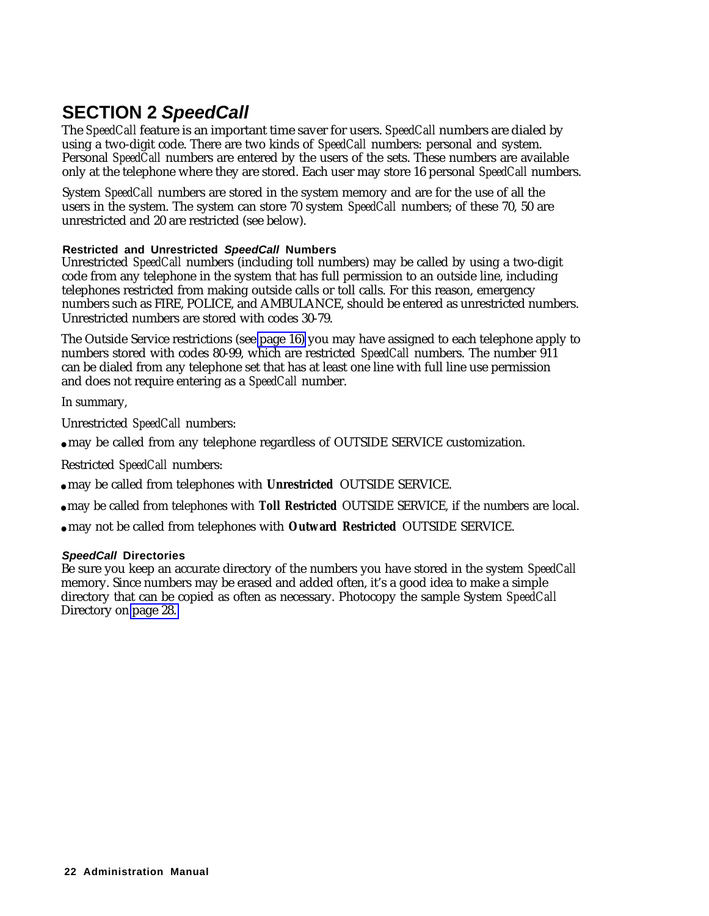# SECTION 2 *SpeedCall*

The *SpeedCall* feature is an important time saver for users. *SpeedCall* numbers are dialed by using a two-digit code. There are two kinds of *SpeedCall* numbers: personal and system. Personal *SpeedCall* numbers are entered by the users of the sets. These numbers are available only at the telephone where they are stored. Each user may store 16 personal *SpeedCall* numbers.

System *SpeedCall* numbers are stored in the system memory and are for the use of all the users in the system. The system can store 70 system *SpeedCall* numbers; of these 70, 50 are unrestricted and 20 are restricted (see below).

### Restricted and Unrestricted *SpeedCall* Numbers

Unrestricted *SpeedCall* numbers (including toll numbers) may be called by using a two-digit code from any telephone in the system that has full permission to an outside line, including telephones restricted from making outside calls or toll calls. For this reason, emergency numbers such as FIRE, POLICE, and AMBULANCE, should be entered as unrestricted numbers. Unrestricted numbers are stored with codes 30-79.

The Outside Service restrictions (see page 16) you may have assigned to each telephone apply to numbers stored with codes 80-99, which are restricted *SpeedCall* numbers. The number 911 can be dialed from any telephone set that has at least one line with full line use permission and does not require entering as a *SpeedCall* number.

In summary,

Unrestricted *SpeedCall* numbers:

- may be called from any telephone regardless of OUTSIDE SERVICE customization.

Restricted *SpeedCall* numbers:

- may be called from telephones with **Unrestricted** OUTSIDE SERVICE.
- may be called from telephones with **Toll Restricted** OUTSIDE SERVICE, if the numbers are local.
- may not be called from telephones with **Outward Restricted** OUTSIDE SERVICE.

### *SpeedCall* Directories

Be sure you keep an accurate directory of the numbers you have stored in the system *SpeedCall* memory. Since numbers may be erased and added often, it's a good idea to make a simple directory that can be copied as often as necessary. Photocopy the sample System *SpeedCall* Directory on page 28.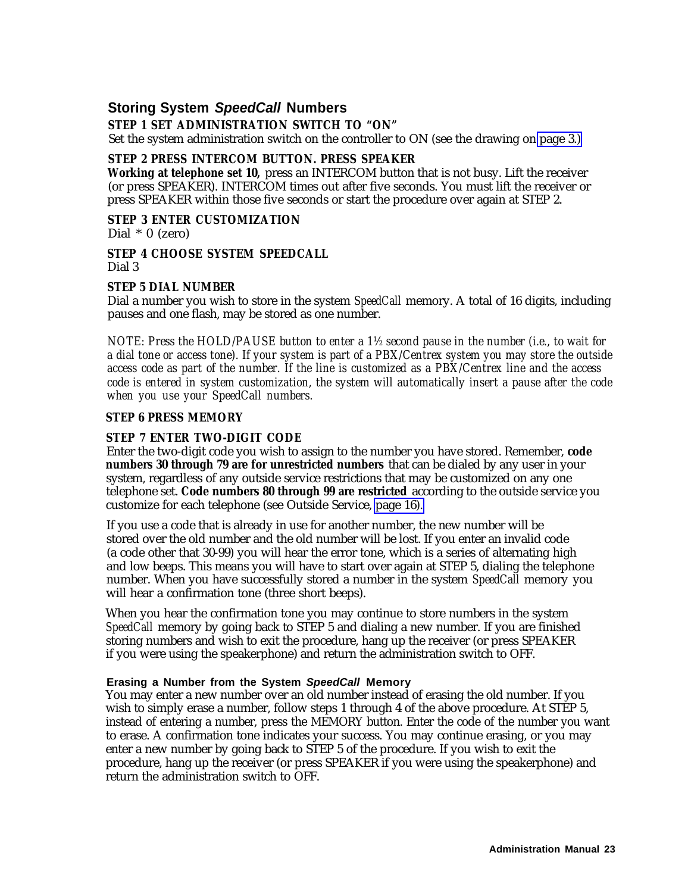## Storing System *SpeedCall* Numbers

**STEP 1 SET ADMINISTRATION SWITCH TO "ON"**

Set the system administration switch on the controller to ON (see the drawing on page 3.)

**STEP 2 PRESS INTERCOM BUTTON. PRESS SPEAKER**

**Working at telephone set 10,** press an INTERCOM button that is not busy. Lift the receiver (or press SPEAKER). INTERCOM times out after five seconds. You must lift the receiver or press SPEAKER within those five seconds or start the procedure over again at STEP 2.

**STEP 3 ENTER CUSTOMIZATION**

Dial * 0 (zero)

**STEP 4 CHOOSE SYSTEM SPEEDCALL**

Dial 3

**STEP 5 DIAL NUMBER**

Dial a number you wish to store in the system *SpeedCall* memory. A total of 16 digits, including pauses and one flash, may be stored as one number.

*NOTE: Press the HOLD/PAUSE button to enter a 1½ second pause in the number (i.e., to wait for a dial tone or access tone). If your system is part of a PBX/Centrex system you may store the outside access code as part of the number. If the line is customized as a PBX/Centrex line and the access code is entered in system customization, the system will automatically insert a pause after the code when you use your SpeedCall numbers.*

**STEP 6 PRESS MEMORY**

**STEP 7 ENTER TWO-DIGIT CODE**

Enter the two-digit code you wish to assign to the number you have stored. Remember, **code numbers 30 through 79 are for unrestricted numbers** that can be dialed by any user in your system, regardless of any outside service restrictions that may be customized on any one telephone set. **Code numbers 80 through 99 are restricted** according to the outside service you customize for each telephone (see Outside Service, page 16).

If you use a code that is already in use for another number, the new number will be stored over the old number and the old number will be lost. If you enter an invalid code (a code other that 30-99) you will hear the error tone, which is a series of alternating high and low beeps. This means you will have to start over again at STEP 5, dialing the telephone number. When you have successfully stored a number in the system *SpeedCall* memory you will hear a confirmation tone (three short beeps).

When you hear the confirmation tone you may continue to store numbers in the system *SpeedCall* memory by going back to STEP 5 and dialing a new number. If you are finished storing numbers and wish to exit the procedure, hang up the receiver (or press SPEAKER if you were using the speakerphone) and return the administration switch to OFF.

### Erasing a Number from the System *SpeedCall* Memory

You may enter a new number over an old number instead of erasing the old number. If you wish to simply erase a number, follow steps 1 through 4 of the above procedure. At STEP 5, instead of entering a number, press the MEMORY button. Enter the code of the number you want to erase. A confirmation tone indicates your success. You may continue erasing, or you may enter a new number by going back to STEP 5 of the procedure. If you wish to exit the procedure, hang up the receiver (or press SPEAKER if you were using the speakerphone) and return the administration switch to OFF.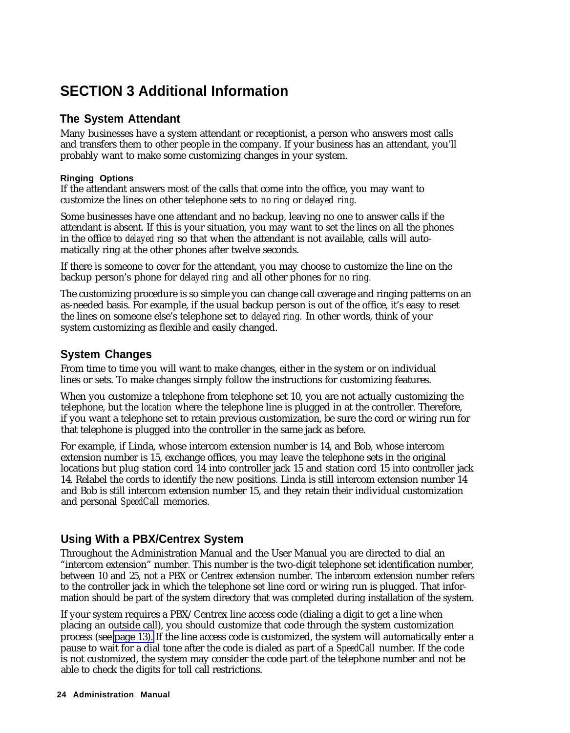# SECTION 3 Additional Information

## The System Attendant

Many businesses have a system attendant or receptionist, a person who answers most calls and transfers them to other people in the company. If your business has an attendant, you'll probably want to make some customizing changes in your system.

### Ringing Options

If the attendant answers most of the calls that come into the office, you may want to customize the lines on other telephone sets to *no ring* or *delayed ring.*

Some businesses have one attendant and no backup, leaving no one to answer calls if the attendant is absent. If this is your situation, you may want to set the lines on all the phones in the office to *delayed ring* so that when the attendant is not available, calls will automatically ring at the other phones after twelve seconds.

If there is someone to cover for the attendant, you may choose to customize the line on the backup person's phone for *delayed ring* and all other phones for *no ring.*

The customizing procedure is so simple you can change call coverage and ringing patterns on an as-needed basis. For example, if the usual backup person is out of the office, it's easy to reset the lines on someone else's telephone set to *delayed ring.* In other words, think of your system customizing as flexible and easily changed.

## System Changes

From time to time you will want to make changes, either in the system or on individual lines or sets. To make changes simply follow the instructions for customizing features.

When you customize a telephone from telephone set 10, you are not actually customizing the telephone, but the *location* where the telephone line is plugged in at the controller. Therefore, if you want a telephone set to retain previous customization, be sure the cord or wiring run for that telephone is plugged into the controller in the same jack as before.

For example, if Linda, whose intercom extension number is 14, and Bob, whose intercom extension number is 15, exchange offices, you may leave the telephone sets in the original locations but plug station cord 14 into controller jack 15 and station cord 15 into controller jack 14. Relabel the cords to identify the new positions. Linda is still intercom extension number 14 and Bob is still intercom extension number 15, and they retain their individual customization and personal *SpeedCall* memories.

## Using With a PBX/Centrex System

Throughout the Administration Manual and the User Manual you are directed to dial an "intercom extension" number. This number is the two-digit telephone set identification number, between 10 and 25, not a PBX or Centrex extension number. The intercom extension number refers to the controller jack in which the telephone set line cord or wiring run is plugged. That information should be part of the system directory that was completed during installation of the system.

If your system requires a PBX/Centrex line access code (dialing a digit to get a line when placing an outside call), you should customize that code through the system customization process (see page 13). If the line access code is customized, the system will automatically enter a pause to wait for a dial tone after the code is dialed as part of a *SpeedCall* number. If the code is not customized, the system may consider the code part of the telephone number and not be able to check the digits for toll call restrictions.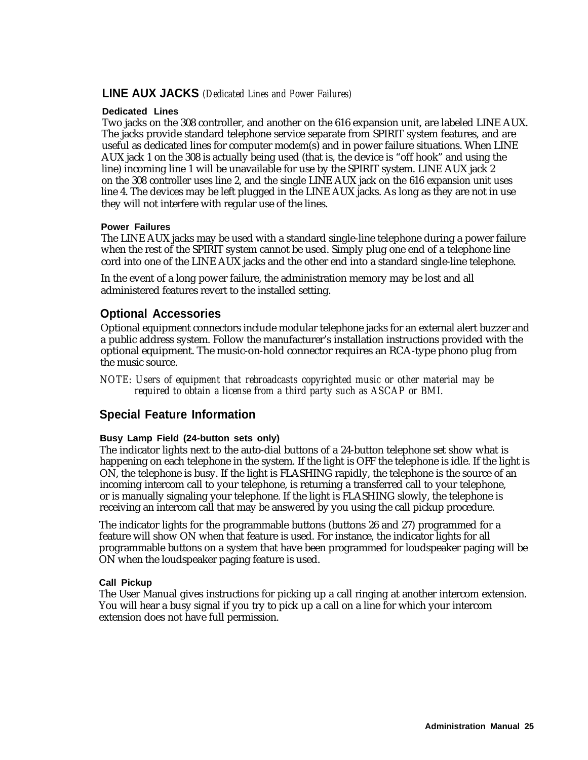## LINE AUX JACKS *(Dedicated Lines and Power Failures)*

#### Dedicated Lines

Two jacks on the 308 controller, and another on the 616 expansion unit, are labeled LINE AUX. The jacks provide standard telephone service separate from SPIRIT system features, and are useful as dedicated lines for computer modem(s) and in power failure situations. When LINE AUX jack 1 on the 308 is actually being used (that is, the device is "off hook" and using the line) incoming line 1 will be unavailable for use by the SPIRIT system. LINE AUX jack 2 on the 308 controller uses line 2, and the single LINE AUX jack on the 616 expansion unit uses line 4. The devices may be left plugged in the LINE AUX jacks. As long as they are not in use they will not interfere with regular use of the lines.

#### Power Failures

The LINE AUX jacks may be used with a standard single-line telephone during a power failure when the rest of the SPIRIT system cannot be used. Simply plug one end of a telephone line cord into one of the LINE AUX jacks and the other end into a standard single-line telephone.

In the event of a long power failure, the administration memory may be lost and all administered features revert to the installed setting.

## Optional Accessories

Optional equipment connectors include modular telephone jacks for an external alert buzzer and a public address system. Follow the manufacturer's installation instructions provided with the optional equipment. The music-on-hold connector requires an RCA-type phono plug from the music source.

*NOTE: Users of equipment that rebroadcasts copyrighted music or other material may be required to obtain a license from a third party such as ASCAP or BMI.*

## Special Feature Information

#### Busy Lamp Field (24-button sets only)

The indicator lights next to the auto-dial buttons of a 24-button telephone set show what is happening on each telephone in the system. If the light is OFF the telephone is idle. If the light is ON, the telephone is busy. If the light is FLASHING rapidly, the telephone is the source of an incoming intercom call to your telephone, is returning a transferred call to your telephone, or is manually signaling your telephone. If the light is FLASHING slowly, the telephone is receiving an intercom call that may be answered by you using the call pickup procedure.

The indicator lights for the programmable buttons (buttons 26 and 27) programmed for a feature will show ON when that feature is used. For instance, the indicator lights for all programmable buttons on a system that have been programmed for loudspeaker paging will be ON when the loudspeaker paging feature is used.

#### Call Pickup

The User Manual gives instructions for picking up a call ringing at another intercom extension. You will hear a busy signal if you try to pick up a call on a line for which your intercom extension does not have full permission.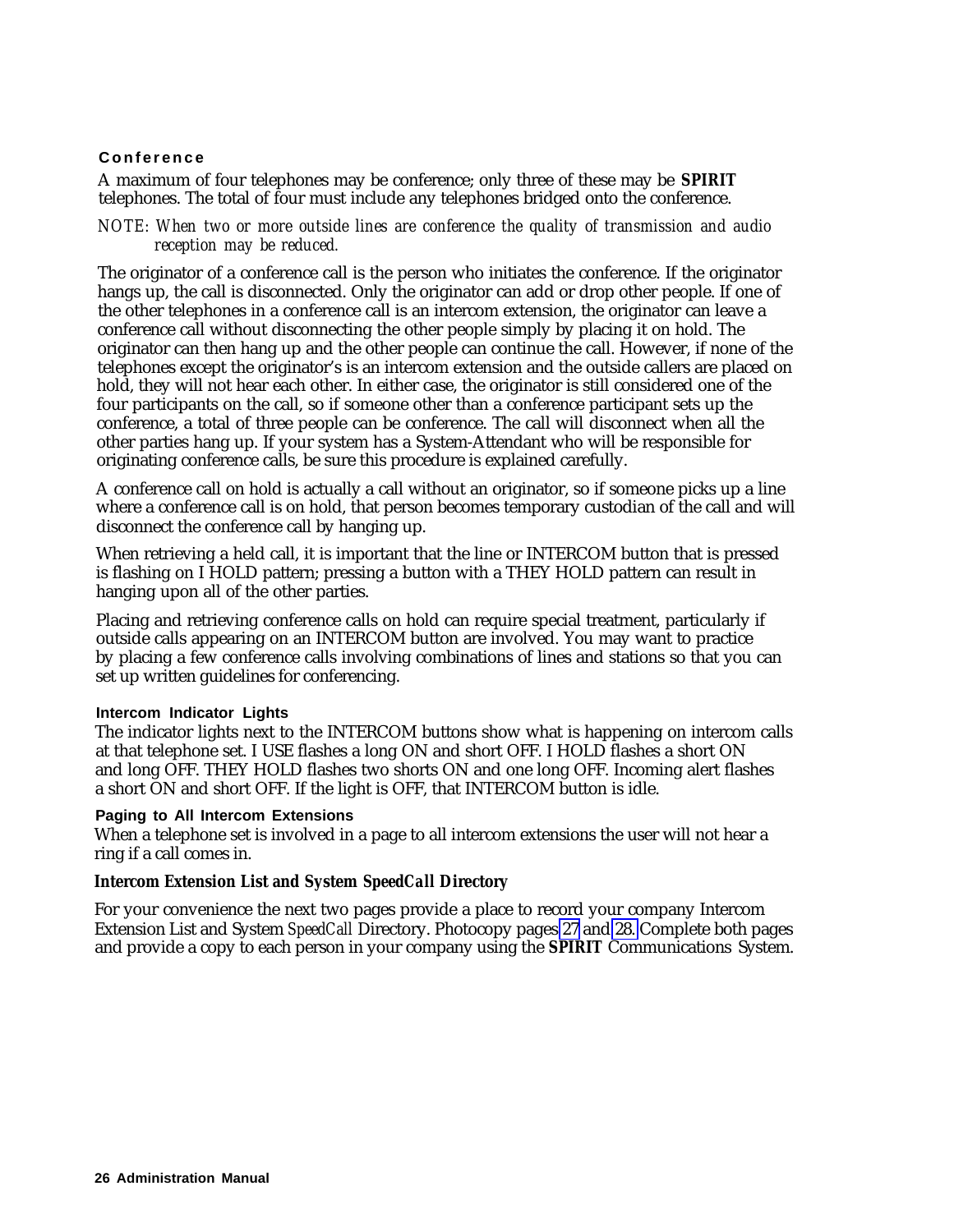### Conference

A maximum of four telephones may be conference; only three of these may be **SPIRIT** telephones. The total of four must include any telephones bridged onto the conference.

*NOTE: When two or more outside lines are conference the quality of transmission and audio reception may be reduced.*

The originator of a conference call is the person who initiates the conference. If the originator hangs up, the call is disconnected. Only the originator can add or drop other people. If one of the other telephones in a conference call is an intercom extension, the originator can leave a conference call without disconnecting the other people simply by placing it on hold. The originator can then hang up and the other people can continue the call. However, if none of the telephones except the originator's is an intercom extension and the outside callers are placed on hold, they will not hear each other. In either case, the originator is still considered one of the four participants on the call, so if someone other than a conference participant sets up the conference, a total of three people can be conference. The call will disconnect when all the other parties hang up. If your system has a System-Attendant who will be responsible for originating conference calls, be sure this procedure is explained carefully.

A conference call on hold is actually a call without an originator, so if someone picks up a line where a conference call is on hold, that person becomes temporary custodian of the call and will disconnect the conference call by hanging up.

When retrieving a held call, it is important that the line or INTERCOM button that is pressed is flashing on I HOLD pattern; pressing a button with a THEY HOLD pattern can result in hanging upon all of the other parties.

Placing and retrieving conference calls on hold can require special treatment, particularly if outside calls appearing on an INTERCOM button are involved. You may want to practice by placing a few conference calls involving combinations of lines and stations so that you can set up written guidelines for conferencing.

#### Intercom Indicator Lights

The indicator lights next to the INTERCOM buttons show what is happening on intercom calls at that telephone set. I USE flashes a long ON and short OFF. I HOLD flashes a short ON and long OFF. THEY HOLD flashes two shorts ON and one long OFF. Incoming alert flashes a short ON and short OFF. If the light is OFF, that INTERCOM button is idle.

#### Paging to All Intercom Extensions

When a telephone set is involved in a page to all intercom extensions the user will not hear a ring if a call comes in.

#### Intercom Extension List and System *SpeedCall* Directory

For your convenience the next two pages provide a place to record your company Intercom Extension List and System *SpeedCall* Directory. Photocopy pages 27 and 28. Complete both pages and provide a copy to each person in your company using the **SPIRIT** Communications System.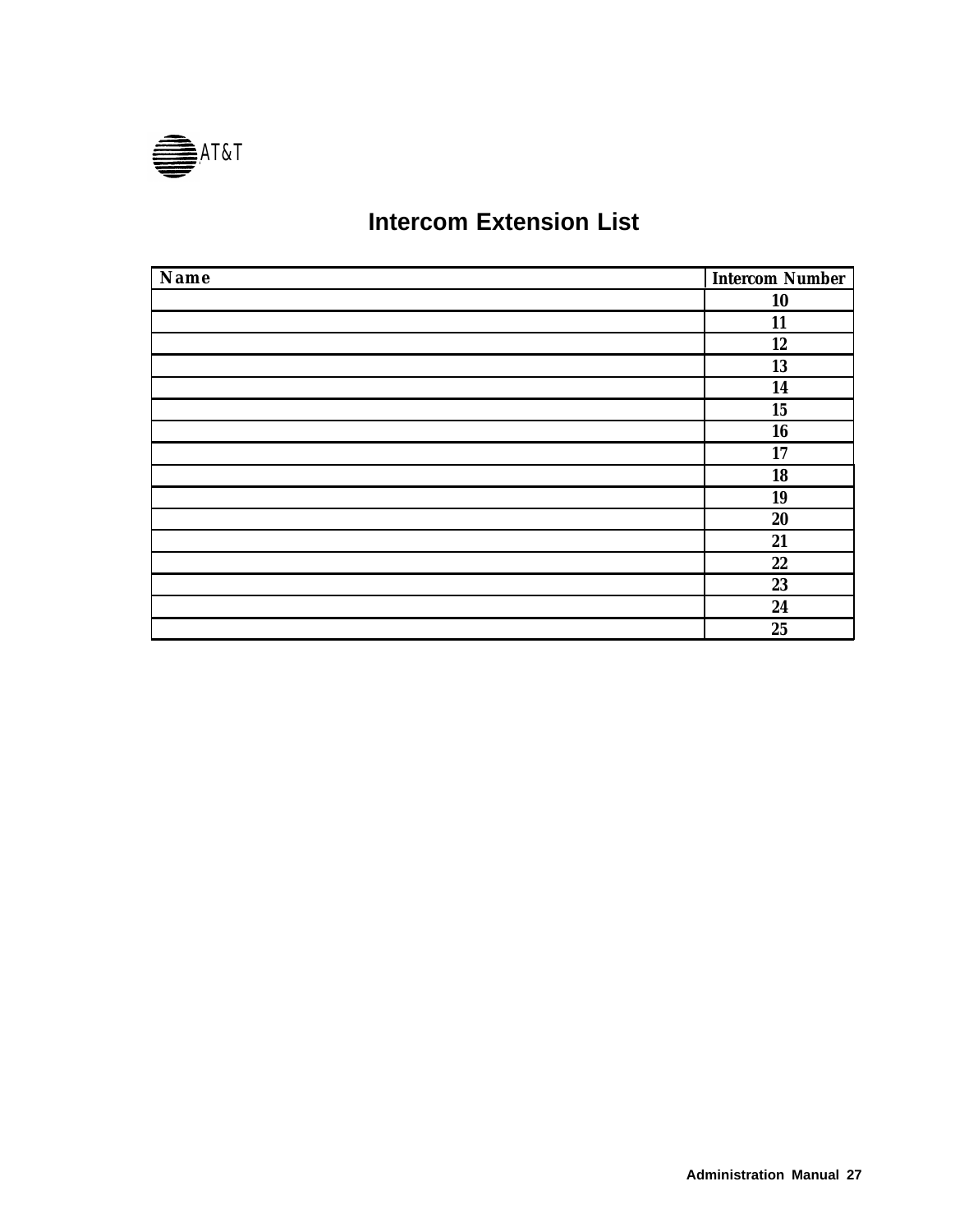AT&T

# Intercom Extension List

| Name | Intercom Number |
|---|---|
| | 10 |
| | 11 |
| | 12 |
| | 13 |
| | 14 |
| | 15 |
| | 16 |
| | 17 |
| | 18 |
| | 19 |
| | 20 |
| | 21 |
| | 22 |
| | 23 |
| | 24 |
| | 25 |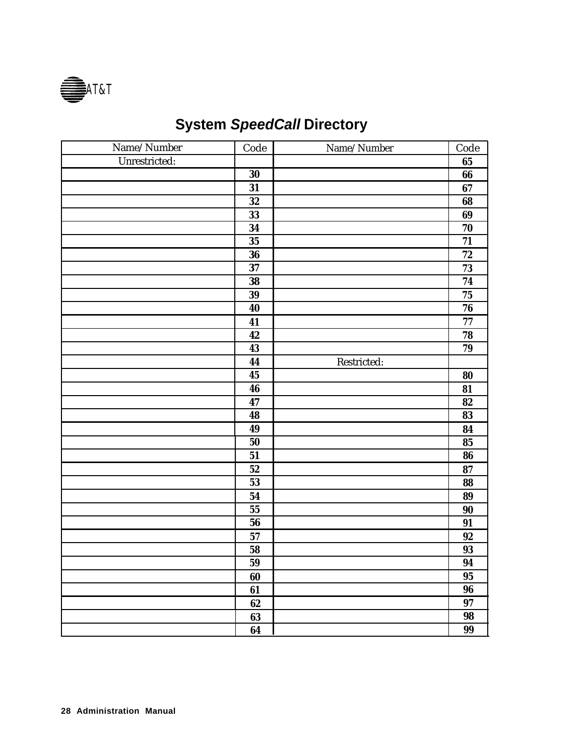# System *SpeedCall* Directory

| Name/Number | Code | Name/Number | Code |
|---|---|---|---|
| Unrestricted: | | | **65** |
| | **30** | | **66** |
| | **31** | | **67** |
| | **32** | | **68** |
| | **33** | | **69** |
| | **34** | | **70** |
| | **35** | | **71** |
| | **36** | | **72** |
| | **37** | | **73** |
| | **38** | | **74** |
| | **39** | | **75** |
| | **40** | | **76** |
| | **41** | | **77** |
| | **42** | | **78** |
| | **43** | | **79** |
| | **44** | Restricted: | |
| | **45** | | **80** |
| | **46** | | **81** |
| | **47** | | **82** |
| | **48** | | **83** |
| | **49** | | **84** |
| | **50** | | **85** |
| | **51** | | **86** |
| | **52** | | **87** |
| | **53** | | **88** |
| | **54** | | **89** |
| | **55** | | **90** |
| | **56** | | **91** |
| | **57** | | **92** |
| | **58** | | **93** |
| | **59** | | **94** |
| | **60** | | **95** |
| | **61** | | **96** |
| | **62** | | **97** |
| | **63** | | **98** |
| | **64** | | **99** |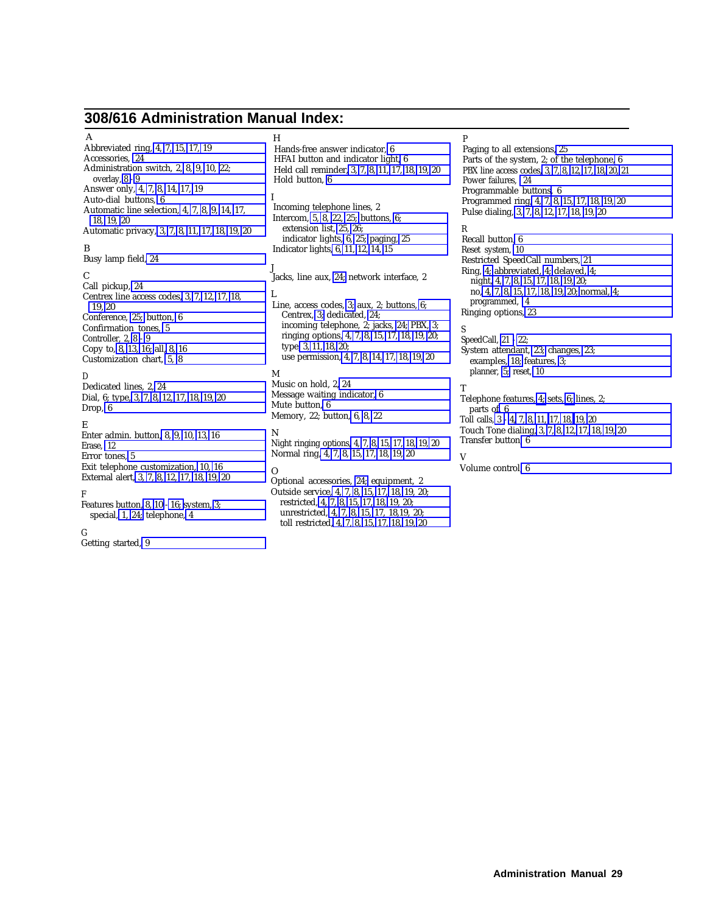## 308/616 Administration Manual Index:

**A**

Abbreviated ring, 4, 7, 15, 17, 19
Accessories, 24
Administration switch, 2, 8, 9, 10, 22;
  overlay, 8 - 9
Answer only, 4, 7, 8, 14, 17, 19
Auto-dial buttons, 6
Automatic line selection, 4, 7, 8, 9, 14, 17,
  18, 19, 20
Automatic privacy, 3, 7, 8, 11, 17, 18, 19, 20

**B**

Busy lamp field, 24

**C**

Call pickup, 24
Centrex line access codes, 3, 7, 12, 17, 18,
  19, 20
Conference, 25; button, 6
Confirmation tones, 5
Controller, 2, 8 - 9
Copy to, 8, 13, 16; all, 8, 16
Customization chart, 5, 8

**D**

Dedicated lines, 2, 24
Dial, 6; type, 3, 7, 8, 12, 17, 18, 19, 20
Drop, 6

**E**

Enter admin. button, 8, 9, 10, 13, 16
Erase, 12
Error tones, 5
Exit telephone customization, 10, 16
External alert, 3, 7, 8, 12, 17, 18, 19, 20

**F**

Features button, 8, 10 - 16; system, 3;
  special, 1, 24; telephone, 4

**G**

Getting started, 9

**H**

Hands-free answer indicator, 6
HFAI button and indicator light, 6
Held call reminder, 3, 7, 8, 11, 17, 18, 19, 20
Hold button, 6

**I**

Incoming telephone lines, 2
Intercom, 5, 8, 22, 25; buttons, 6;
  extension list, 25, 26;
  indicator lights, 6, 25; paging, 25
Indicator lights, 6, 11, 12, 14, 15

**J**

Jacks, line aux, 24; network interface, 2

**L**

Line, access codes, 3; aux, 2; buttons, 6;
  Centrex, 3; dedicated, 24;
  incoming telephone, 2; jacks, 24; PBX, 3;
  ringing options, 4, 7, 8, 15, 17, 18, 19, 20;
  type, 3, 11, 18, 20;
  use permission, 4, 7, 8, 14, 17, 18, 19, 20

**M**

Music on hold, 2, 24
Message waiting indicator, 6
Mute button, 6
Memory, 22; button, 6, 8, 22

**N**

Night ringing options, 4, 7, 8, 15, 17, 18, 19, 20
Normal ring, 4, 7, 8, 15, 17, 18, 19, 20

**O**

Optional accessories, 24; equipment, 2
Outside service, 4, 7, 8, 15, 17, 18, 19, 20;
  restricted, 4, 7, 8, 15, 17, 18, 19, 20;
  unrestricted, 4, 7, 8, 15, 17, 18, 19, 20;
  toll restricted, 4, 7, 8, 15, 17, 18, 19, 20

**P**

Paging to all extensions, 25
Parts of the system, 2; of the telephone, 6
PBX line access codes, 3, 7, 8, 12, 17, 18, 20, 21
Power failures, 24
Programmable buttons, 6
Programmed ring, 4, 7, 8, 15, 17, 18, 19, 20
Pulse dialing, 3, 7, 8, 12, 17, 18, 19, 20

**R**

Recall button, 6
Reset system, 10
Restricted SpeedCall numbers, 21
Ring, 4; abbreviated, 4; delayed, 4;
  night, 4, 7, 8, 15, 17, 18, 19, 20;
  no, 4, 7, 8, 15, 17, 18, 19, 20; normal, 4;
  programmed, 4
Ringing options, 23

**S**

SpeedCall, 21 - 22;
System attendant, 23; changes, 23;
  examples, 18; features, 3;
  planner, 5; reset, 10

**T**

Telephone features, 4; sets, 6; lines, 2;
  parts of, 6
Toll calls, 3 - 4, 7, 8, 11, 17, 18, 19, 20
Touch Tone dialing, 3, 7, 8, 12, 17, 18, 19, 20
Transfer button, 6

**V**

Volume control, 6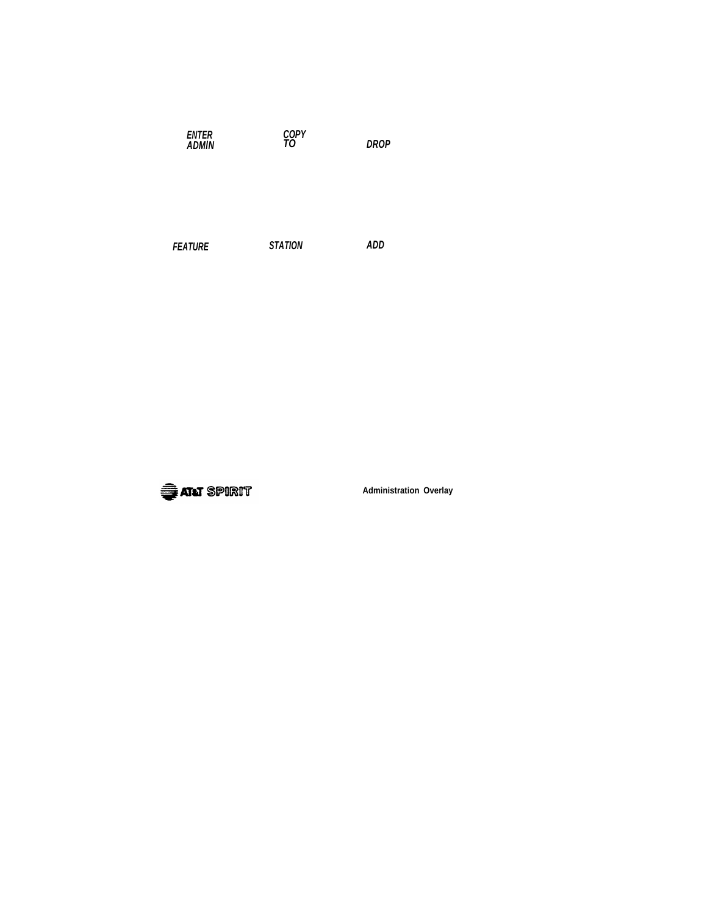*ENTER ADMIN* *COPY TO* *DROP*

*FEATURE* *STATION* *ADD*

AT&T SPIRIT **Administration Overlay**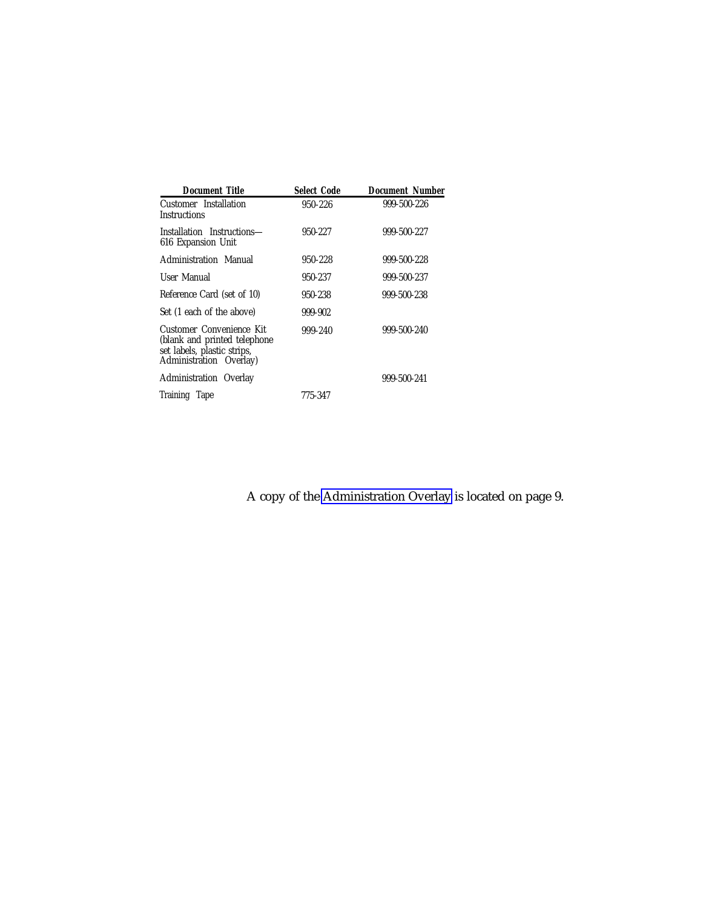| Document Title | Select Code | Document Number |
|---|---|---|
| Customer Installation Instructions | 950-226 | 999-500-226 |
| Installation Instructions—616 Expansion Unit | 950-227 | 999-500-227 |
| Administration Manual | 950-228 | 999-500-228 |
| User Manual | 950-237 | 999-500-237 |
| Reference Card (set of 10) | 950-238 | 999-500-238 |
| Set (1 each of the above) | 999-902 | |
| Customer Convenience Kit (blank and printed telephone set labels, plastic strips, Administration Overlay) | 999-240 | 999-500-240 |
| Administration Overlay | | 999-500-241 |
| Training Tape | 775-347 | |

A copy of the Administration Overlay is located on page 9.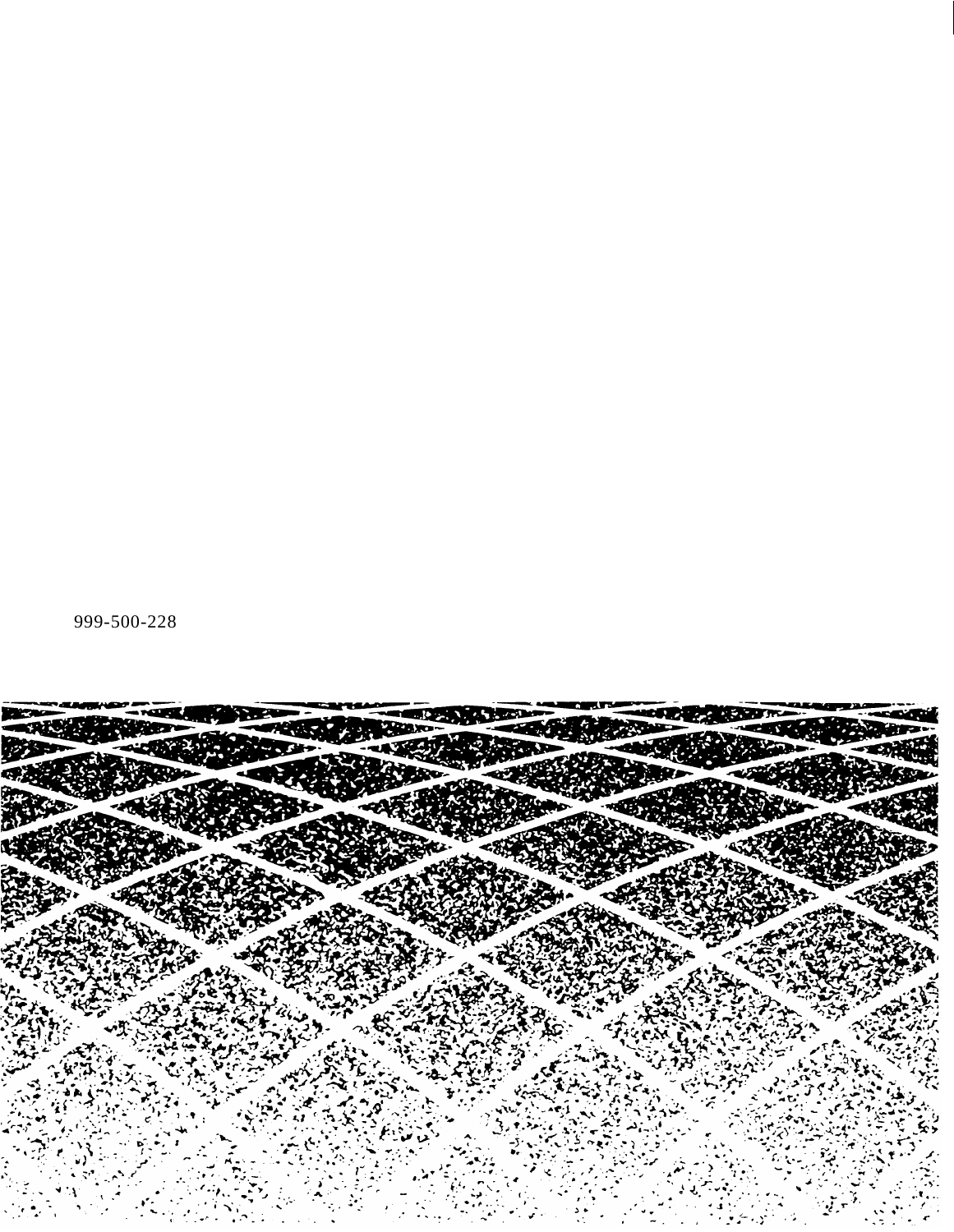999-500-228